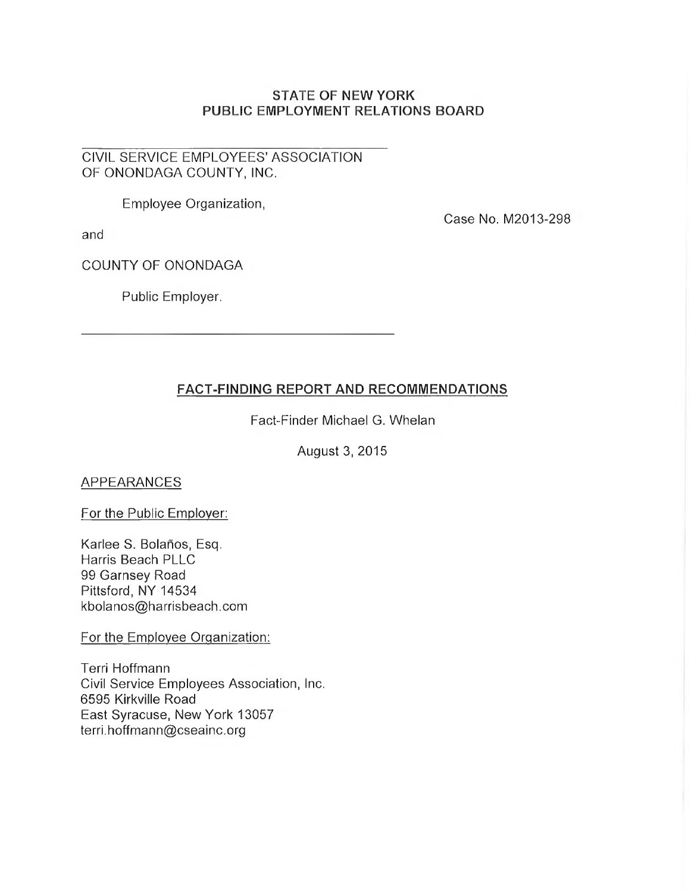**STATE OF NEW YORK**
**PUBLIC EMPLOYMENT RELATIONS BOARD**

---

CIVIL SERVICE EMPLOYEES' ASSOCIATION OF ONONDAGA COUNTY, INC.

Employee Organization,

and

COUNTY OF ONONDAGA

Public Employer.

Case No. M2013-298

---

# FACT-FINDING REPORT AND RECOMMENDATIONS

Fact-Finder Michael G. Whelan

August 3, 2015

APPEARANCES

For the Public Employer:

Karlee S. Bolaños, Esq.
Harris Beach PLLC
99 Garnsey Road
Pittsford, NY 14534
kbolanos@harrisbeach.com

For the Employee Organization:

Terri Hoffmann
Civil Service Employees Association, Inc.
6595 Kirkville Road
East Syracuse, New York 13057
terri.hoffmann@cseainc.org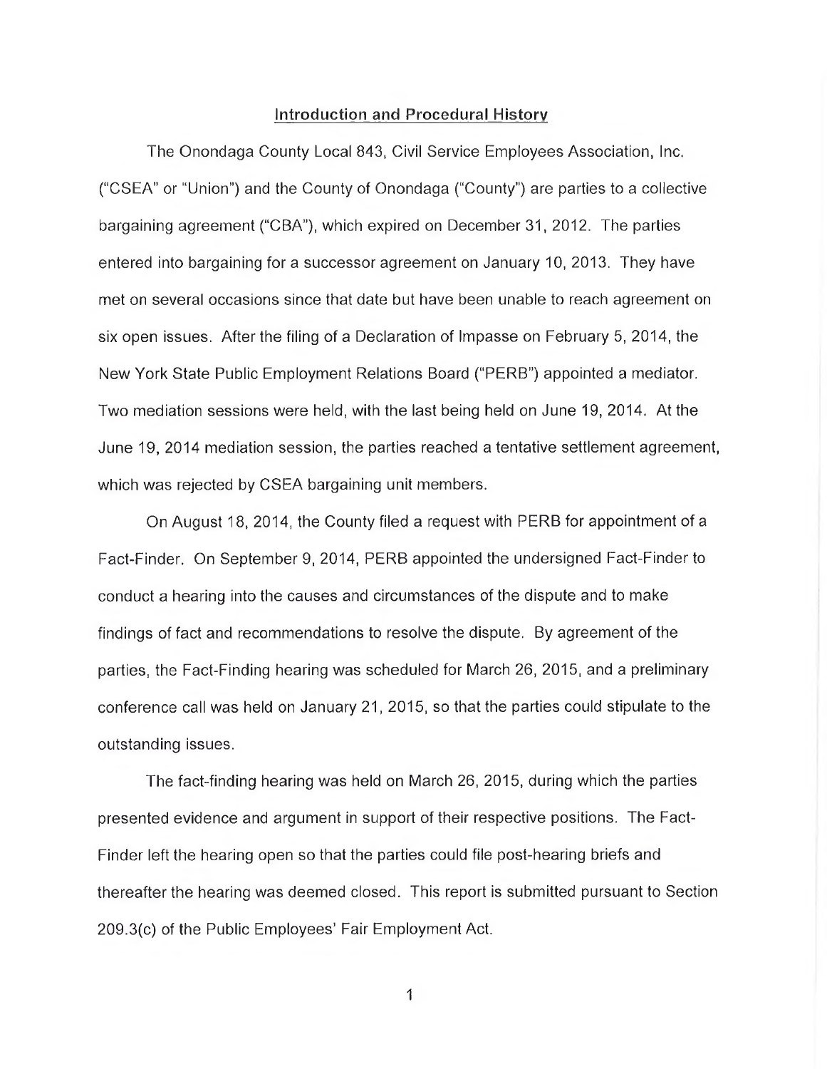## Introduction and Procedural History

The Onondaga County Local 843, Civil Service Employees Association, Inc. ("CSEA" or "Union") and the County of Onondaga ("County") are parties to a collective bargaining agreement ("CBA"), which expired on December 31, 2012. The parties entered into bargaining for a successor agreement on January 10, 2013. They have met on several occasions since that date but have been unable to reach agreement on six open issues. After the filing of a Declaration of Impasse on February 5, 2014, the New York State Public Employment Relations Board ("PERB") appointed a mediator. Two mediation sessions were held, with the last being held on June 19, 2014. At the June 19, 2014 mediation session, the parties reached a tentative settlement agreement, which was rejected by CSEA bargaining unit members.

On August 18, 2014, the County filed a request with PERB for appointment of a Fact-Finder. On September 9, 2014, PERB appointed the undersigned Fact-Finder to conduct a hearing into the causes and circumstances of the dispute and to make findings of fact and recommendations to resolve the dispute. By agreement of the parties, the Fact-Finding hearing was scheduled for March 26, 2015, and a preliminary conference call was held on January 21, 2015, so that the parties could stipulate to the outstanding issues.

The fact-finding hearing was held on March 26, 2015, during which the parties presented evidence and argument in support of their respective positions. The Fact-Finder left the hearing open so that the parties could file post-hearing briefs and thereafter the hearing was deemed closed. This report is submitted pursuant to Section 209.3(c) of the Public Employees' Fair Employment Act.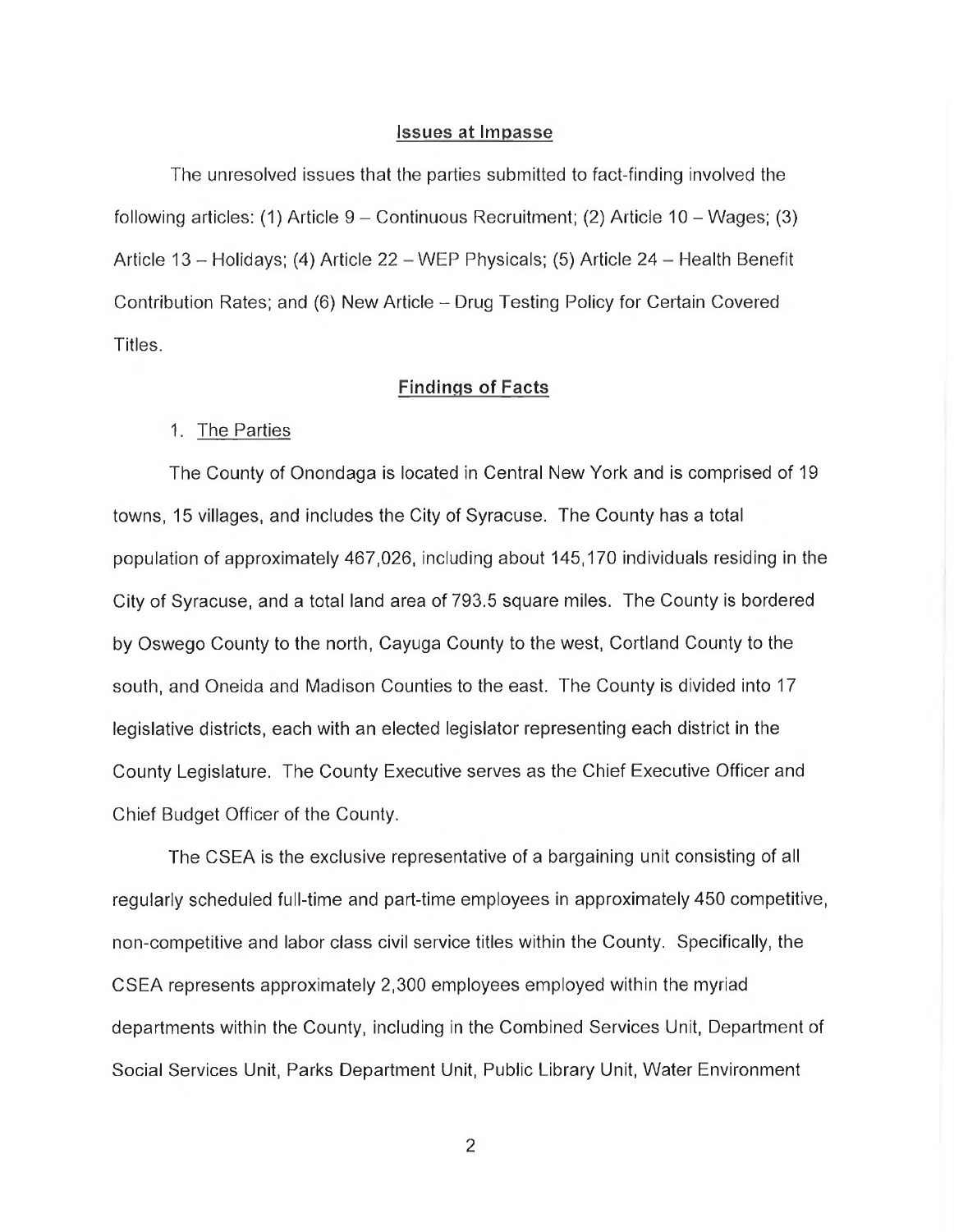## Issues at Impasse

The unresolved issues that the parties submitted to fact-finding involved the following articles: (1) Article 9 – Continuous Recruitment; (2) Article 10 – Wages; (3) Article 13 – Holidays; (4) Article 22 – WEP Physicals; (5) Article 24 – Health Benefit Contribution Rates; and (6) New Article – Drug Testing Policy for Certain Covered Titles.

## Findings of Facts

1. The Parties

The County of Onondaga is located in Central New York and is comprised of 19 towns, 15 villages, and includes the City of Syracuse. The County has a total population of approximately 467,026, including about 145,170 individuals residing in the City of Syracuse, and a total land area of 793.5 square miles. The County is bordered by Oswego County to the north, Cayuga County to the west, Cortland County to the south, and Oneida and Madison Counties to the east. The County is divided into 17 legislative districts, each with an elected legislator representing each district in the County Legislature. The County Executive serves as the Chief Executive Officer and Chief Budget Officer of the County.

The CSEA is the exclusive representative of a bargaining unit consisting of all regularly scheduled full-time and part-time employees in approximately 450 competitive, non-competitive and labor class civil service titles within the County. Specifically, the CSEA represents approximately 2,300 employees employed within the myriad departments within the County, including in the Combined Services Unit, Department of Social Services Unit, Parks Department Unit, Public Library Unit, Water Environment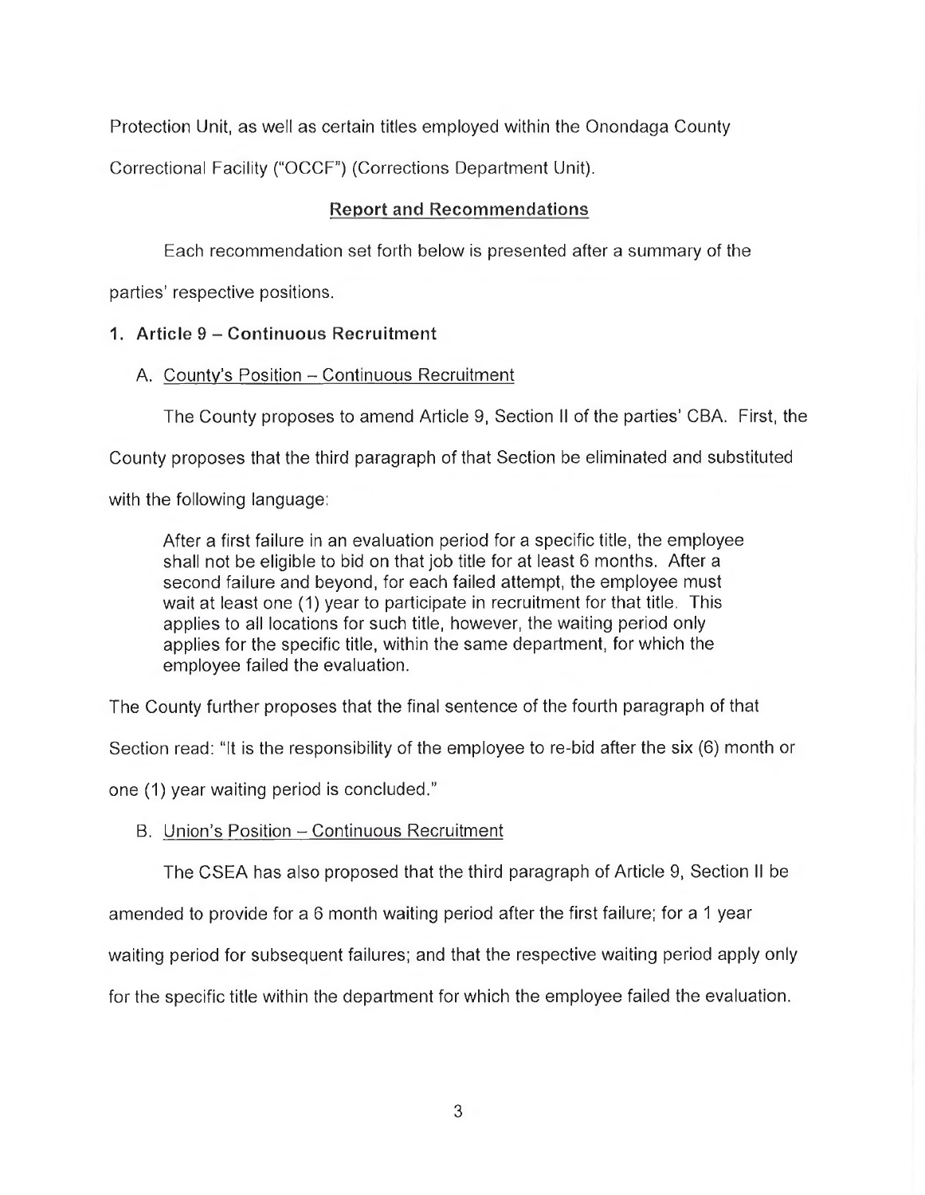Protection Unit, as well as certain titles employed within the Onondaga County Correctional Facility ("OCCF") (Corrections Department Unit).

## Report and Recommendations

Each recommendation set forth below is presented after a summary of the parties' respective positions.

### 1. Article 9 – Continuous Recruitment

#### A. County's Position – Continuous Recruitment

The County proposes to amend Article 9, Section II of the parties' CBA. First, the County proposes that the third paragraph of that Section be eliminated and substituted with the following language:

> After a first failure in an evaluation period for a specific title, the employee shall not be eligible to bid on that job title for at least 6 months. After a second failure and beyond, for each failed attempt, the employee must wait at least one (1) year to participate in recruitment for that title. This applies to all locations for such title, however, the waiting period only applies for the specific title, within the same department, for which the employee failed the evaluation.

The County further proposes that the final sentence of the fourth paragraph of that Section read: "It is the responsibility of the employee to re-bid after the six (6) month or one (1) year waiting period is concluded."

#### B. Union's Position – Continuous Recruitment

The CSEA has also proposed that the third paragraph of Article 9, Section II be amended to provide for a 6 month waiting period after the first failure; for a 1 year waiting period for subsequent failures; and that the respective waiting period apply only for the specific title within the department for which the employee failed the evaluation.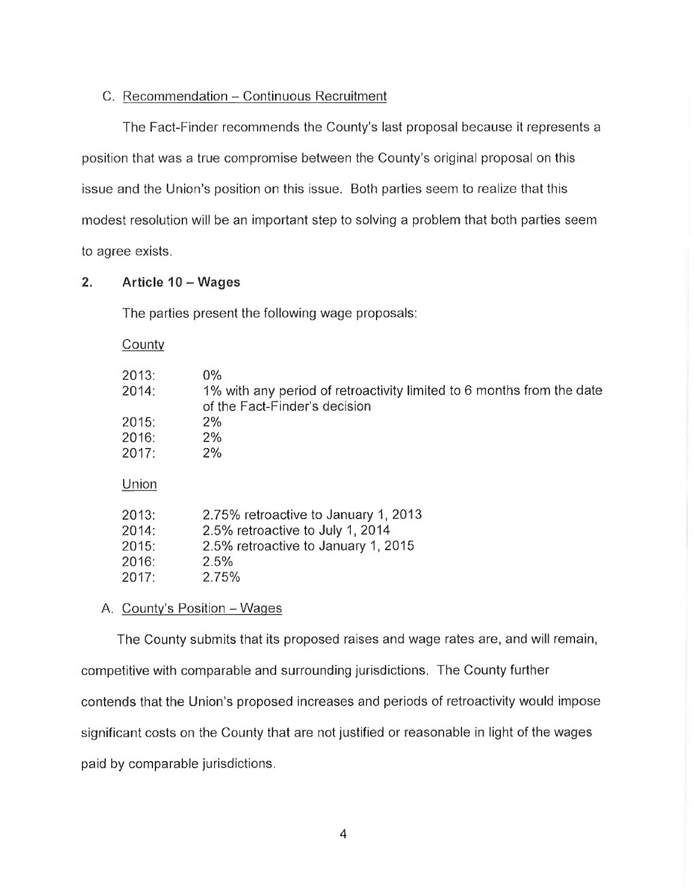C. Recommendation – Continuous Recruitment

The Fact-Finder recommends the County's last proposal because it represents a position that was a true compromise between the County's original proposal on this issue and the Union's position on this issue. Both parties seem to realize that this modest resolution will be an important step to solving a problem that both parties seem to agree exists.

**2. Article 10 – Wages**

The parties present the following wage proposals:

County

| | |
|---|---|
| 2013: | 0% |
| 2014: | 1% with any period of retroactivity limited to 6 months from the date of the Fact-Finder's decision |
| 2015: | 2% |
| 2016: | 2% |
| 2017: | 2% |

Union

| | |
|---|---|
| 2013: | 2.75% retroactive to January 1, 2013 |
| 2014: | 2.5% retroactive to July 1, 2014 |
| 2015: | 2.5% retroactive to January 1, 2015 |
| 2016: | 2.5% |
| 2017: | 2.75% |

A. County's Position – Wages

The County submits that its proposed raises and wage rates are, and will remain, competitive with comparable and surrounding jurisdictions. The County further contends that the Union's proposed increases and periods of retroactivity would impose significant costs on the County that are not justified or reasonable in light of the wages paid by comparable jurisdictions.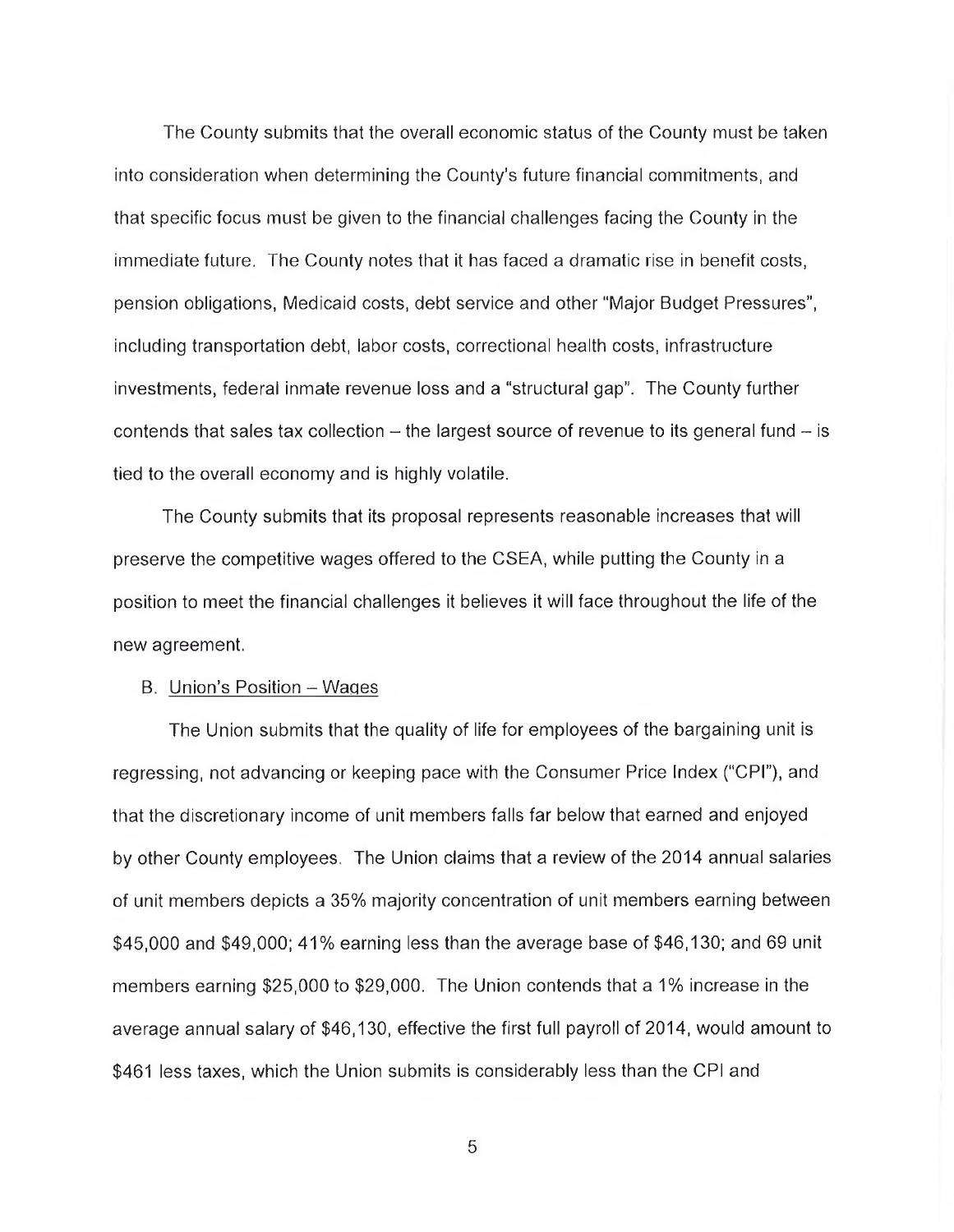The County submits that the overall economic status of the County must be taken into consideration when determining the County's future financial commitments, and that specific focus must be given to the financial challenges facing the County in the immediate future. The County notes that it has faced a dramatic rise in benefit costs, pension obligations, Medicaid costs, debt service and other "Major Budget Pressures", including transportation debt, labor costs, correctional health costs, infrastructure investments, federal inmate revenue loss and a "structural gap". The County further contends that sales tax collection – the largest source of revenue to its general fund – is tied to the overall economy and is highly volatile.

The County submits that its proposal represents reasonable increases that will preserve the competitive wages offered to the CSEA, while putting the County in a position to meet the financial challenges it believes it will face throughout the life of the new agreement.

B. <u>Union's Position – Wages</u>

The Union submits that the quality of life for employees of the bargaining unit is regressing, not advancing or keeping pace with the Consumer Price Index ("CPI"), and that the discretionary income of unit members falls far below that earned and enjoyed by other County employees. The Union claims that a review of the 2014 annual salaries of unit members depicts a 35% majority concentration of unit members earning between $45,000 and $49,000; 41% earning less than the average base of $46,130; and 69 unit members earning $25,000 to $29,000. The Union contends that a 1% increase in the average annual salary of $46,130, effective the first full payroll of 2014, would amount to $461 less taxes, which the Union submits is considerably less than the CPI and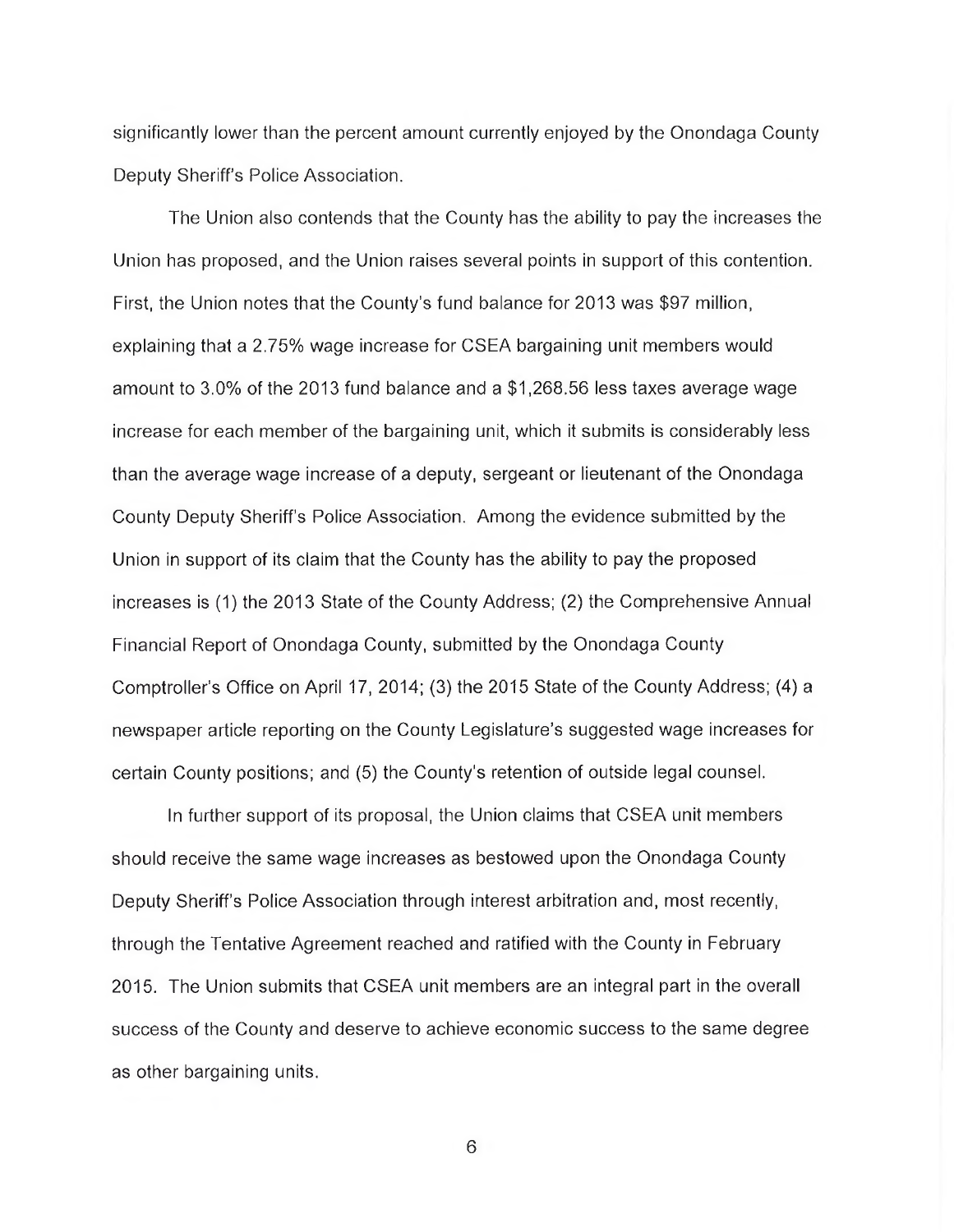significantly lower than the percent amount currently enjoyed by the Onondaga County Deputy Sheriff's Police Association.

The Union also contends that the County has the ability to pay the increases the Union has proposed, and the Union raises several points in support of this contention. First, the Union notes that the County's fund balance for 2013 was $97 million, explaining that a 2.75% wage increase for CSEA bargaining unit members would amount to 3.0% of the 2013 fund balance and a $1,268.56 less taxes average wage increase for each member of the bargaining unit, which it submits is considerably less than the average wage increase of a deputy, sergeant or lieutenant of the Onondaga County Deputy Sheriff's Police Association. Among the evidence submitted by the Union in support of its claim that the County has the ability to pay the proposed increases is (1) the 2013 State of the County Address; (2) the Comprehensive Annual Financial Report of Onondaga County, submitted by the Onondaga County Comptroller's Office on April 17, 2014; (3) the 2015 State of the County Address; (4) a newspaper article reporting on the County Legislature's suggested wage increases for certain County positions; and (5) the County's retention of outside legal counsel.

In further support of its proposal, the Union claims that CSEA unit members should receive the same wage increases as bestowed upon the Onondaga County Deputy Sheriff's Police Association through interest arbitration and, most recently, through the Tentative Agreement reached and ratified with the County in February 2015. The Union submits that CSEA unit members are an integral part in the overall success of the County and deserve to achieve economic success to the same degree as other bargaining units.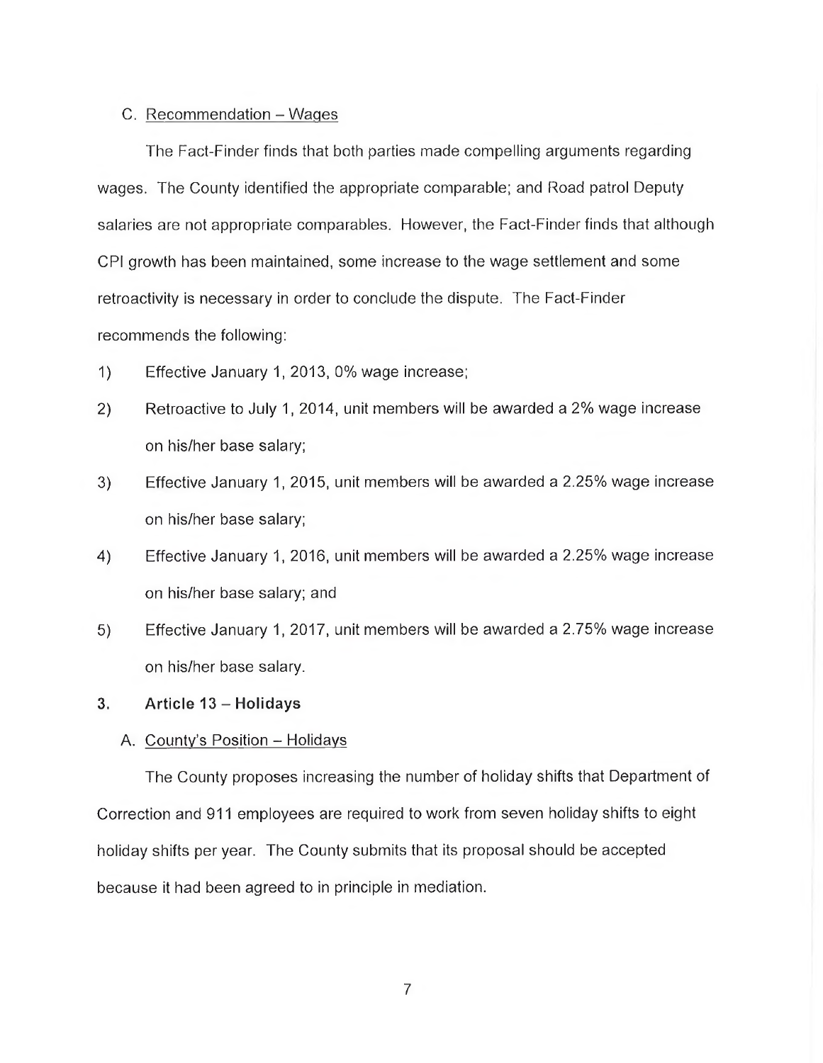C. Recommendation – Wages

The Fact-Finder finds that both parties made compelling arguments regarding wages. The County identified the appropriate comparable; and Road patrol Deputy salaries are not appropriate comparables. However, the Fact-Finder finds that although CPI growth has been maintained, some increase to the wage settlement and some retroactivity is necessary in order to conclude the dispute. The Fact-Finder recommends the following:

1) Effective January 1, 2013, 0% wage increase;

2) Retroactive to July 1, 2014, unit members will be awarded a 2% wage increase on his/her base salary;

3) Effective January 1, 2015, unit members will be awarded a 2.25% wage increase on his/her base salary;

4) Effective January 1, 2016, unit members will be awarded a 2.25% wage increase on his/her base salary; and

5) Effective January 1, 2017, unit members will be awarded a 2.75% wage increase on his/her base salary.

**3. Article 13 – Holidays**

A. County's Position – Holidays

The County proposes increasing the number of holiday shifts that Department of Correction and 911 employees are required to work from seven holiday shifts to eight holiday shifts per year. The County submits that its proposal should be accepted because it had been agreed to in principle in mediation.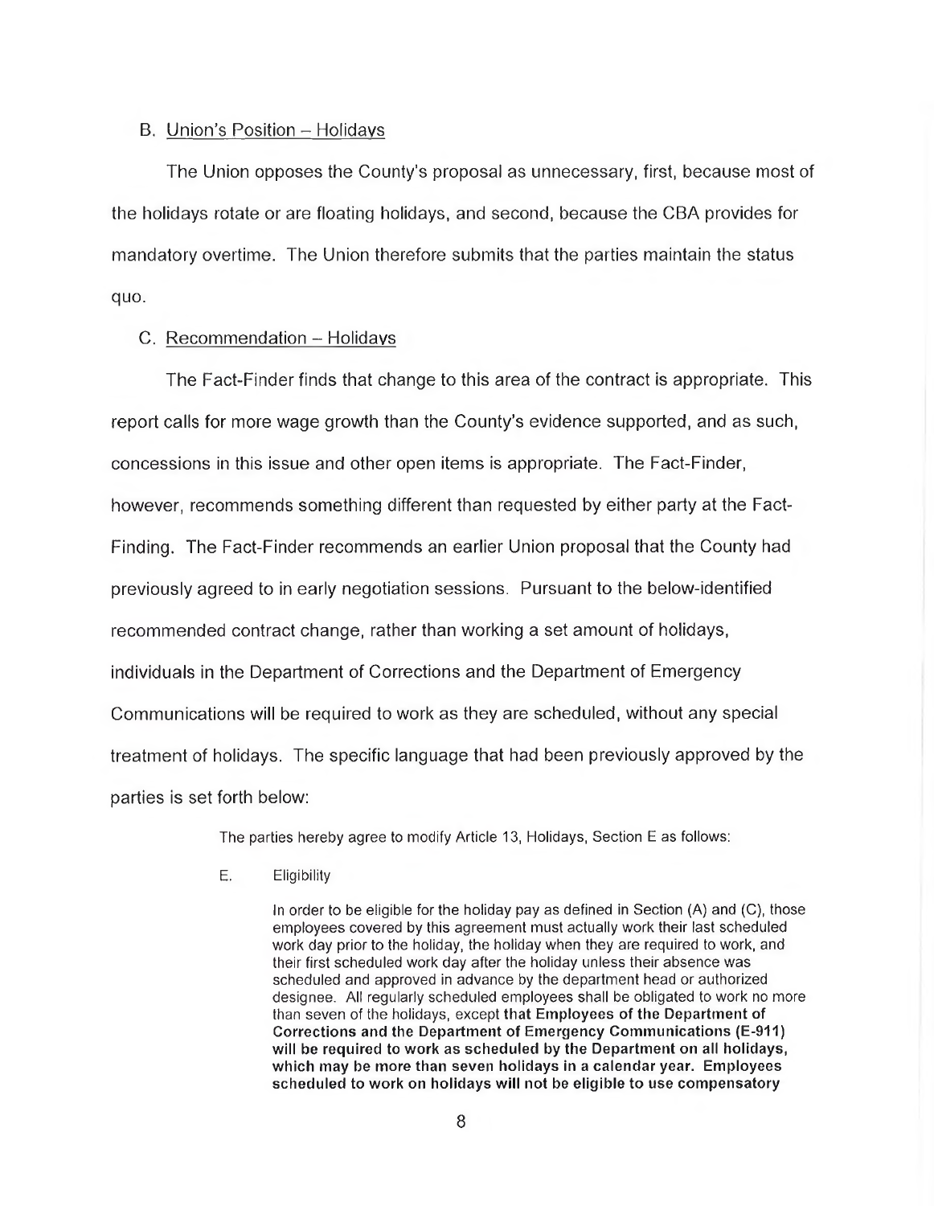B. <u>Union's Position – Holidays</u>

The Union opposes the County's proposal as unnecessary, first, because most of the holidays rotate or are floating holidays, and second, because the CBA provides for mandatory overtime. The Union therefore submits that the parties maintain the status quo.

C. <u>Recommendation – Holidays</u>

The Fact-Finder finds that change to this area of the contract is appropriate. This report calls for more wage growth than the County's evidence supported, and as such, concessions in this issue and other open items is appropriate. The Fact-Finder, however, recommends something different than requested by either party at the Fact-Finding. The Fact-Finder recommends an earlier Union proposal that the County had previously agreed to in early negotiation sessions. Pursuant to the below-identified recommended contract change, rather than working a set amount of holidays, individuals in the Department of Corrections and the Department of Emergency Communications will be required to work as they are scheduled, without any special treatment of holidays. The specific language that had been previously approved by the parties is set forth below:

> The parties hereby agree to modify Article 13, Holidays, Section E as follows:
>
> E. Eligibility
>
> In order to be eligible for the holiday pay as defined in Section (A) and (C), those employees covered by this agreement must actually work their last scheduled work day prior to the holiday, the holiday when they are required to work, and their first scheduled work day after the holiday unless their absence was scheduled and approved in advance by the department head or authorized designee. All regularly scheduled employees shall be obligated to work no more than seven of the holidays, except **that Employees of the Department of Corrections and the Department of Emergency Communications (E-911) will be required to work as scheduled by the Department on all holidays, which may be more than seven holidays in a calendar year. Employees scheduled to work on holidays will not be eligible to use compensatory**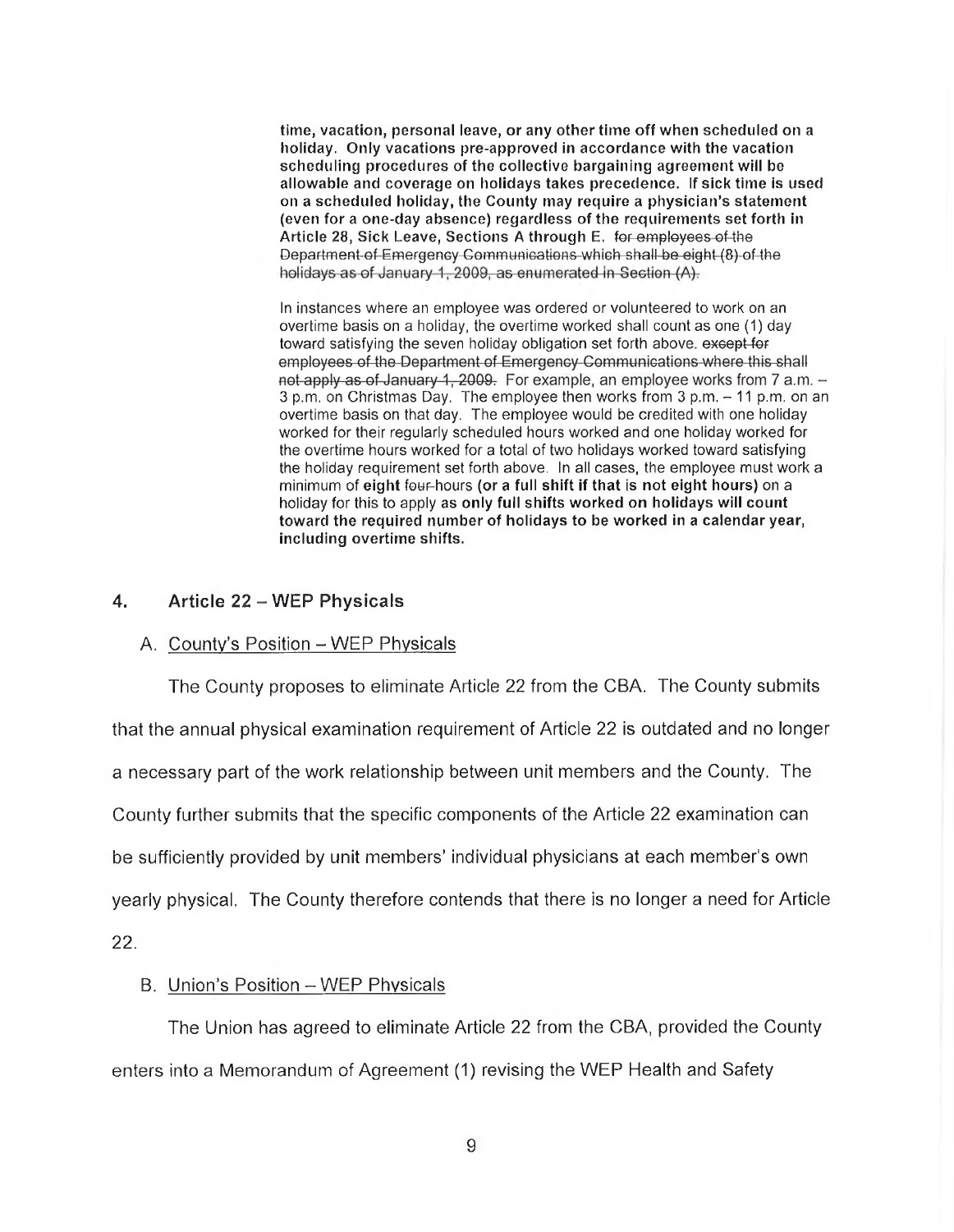**time, vacation, personal leave, or any other time off when scheduled on a holiday. Only vacations pre-approved in accordance with the vacation scheduling procedures of the collective bargaining agreement will be allowable and coverage on holidays takes precedence. If sick time is used on a scheduled holiday, the County may require a physician's statement (even for a one-day absence) regardless of the requirements set forth in Article 28, Sick Leave, Sections A through E.** ~~for employees of the Department of Emergency Communications which shall be eight (8) of the holidays as of January 1, 2009, as enumerated in Section (A).~~

In instances where an employee was ordered or volunteered to work on an overtime basis on a holiday, the overtime worked shall count as one (1) day toward satisfying the seven holiday obligation set forth above. ~~except for employees of the Department of Emergency Communications where this shall not apply as of January 1, 2009.~~ For example, an employee works from 7 a.m. – 3 p.m. on Christmas Day. The employee then works from 3 p.m. – 11 p.m. on an overtime basis on that day. The employee would be credited with one holiday worked for their regularly scheduled hours worked and one holiday worked for the overtime hours worked for a total of two holidays worked toward satisfying the holiday requirement set forth above. In all cases, the employee must work a minimum of **eight** ~~four~~ hours **(or a full shift if that is not eight hours)** on a holiday for this to apply **as only full shifts worked on holidays will count toward the required number of holidays to be worked in a calendar year, including overtime shifts.**

## 4. Article 22 – WEP Physicals

### A. County's Position – WEP Physicals

The County proposes to eliminate Article 22 from the CBA. The County submits that the annual physical examination requirement of Article 22 is outdated and no longer a necessary part of the work relationship between unit members and the County. The County further submits that the specific components of the Article 22 examination can be sufficiently provided by unit members' individual physicians at each member's own yearly physical. The County therefore contends that there is no longer a need for Article 22.

### B. Union's Position – WEP Physicals

The Union has agreed to eliminate Article 22 from the CBA, provided the County enters into a Memorandum of Agreement (1) revising the WEP Health and Safety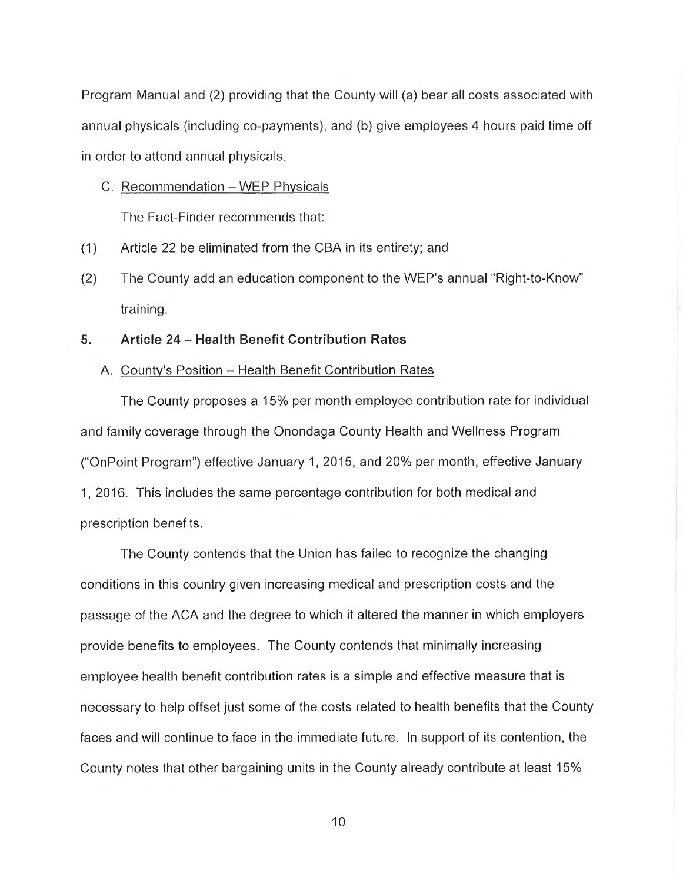Program Manual and (2) providing that the County will (a) bear all costs associated with annual physicals (including co-payments), and (b) give employees 4 hours paid time off in order to attend annual physicals.

C. Recommendation – WEP Physicals

The Fact-Finder recommends that:

(1) Article 22 be eliminated from the CBA in its entirety; and

(2) The County add an education component to the WEP's annual "Right-to-Know" training.

**5. Article 24 – Health Benefit Contribution Rates**

A. County's Position – Health Benefit Contribution Rates

The County proposes a 15% per month employee contribution rate for individual and family coverage through the Onondaga County Health and Wellness Program ("OnPoint Program") effective January 1, 2015, and 20% per month, effective January 1, 2016. This includes the same percentage contribution for both medical and prescription benefits.

The County contends that the Union has failed to recognize the changing conditions in this country given increasing medical and prescription costs and the passage of the ACA and the degree to which it altered the manner in which employers provide benefits to employees. The County contends that minimally increasing employee health benefit contribution rates is a simple and effective measure that is necessary to help offset just some of the costs related to health benefits that the County faces and will continue to face in the immediate future. In support of its contention, the County notes that other bargaining units in the County already contribute at least 15%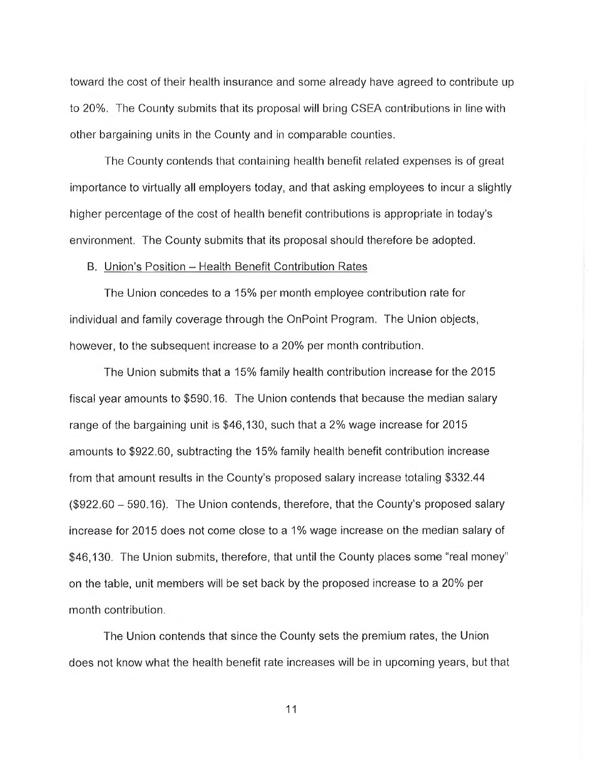toward the cost of their health insurance and some already have agreed to contribute up to 20%. The County submits that its proposal will bring CSEA contributions in line with other bargaining units in the County and in comparable counties.

The County contends that containing health benefit related expenses is of great importance to virtually all employers today, and that asking employees to incur a slightly higher percentage of the cost of health benefit contributions is appropriate in today's environment. The County submits that its proposal should therefore be adopted.

B. Union's Position – Health Benefit Contribution Rates

The Union concedes to a 15% per month employee contribution rate for individual and family coverage through the OnPoint Program. The Union objects, however, to the subsequent increase to a 20% per month contribution.

The Union submits that a 15% family health contribution increase for the 2015 fiscal year amounts to $590.16. The Union contends that because the median salary range of the bargaining unit is $46,130, such that a 2% wage increase for 2015 amounts to $922.60, subtracting the 15% family health benefit contribution increase from that amount results in the County's proposed salary increase totaling $332.44 ($922.60 – 590.16). The Union contends, therefore, that the County's proposed salary increase for 2015 does not come close to a 1% wage increase on the median salary of $46,130. The Union submits, therefore, that until the County places some "real money" on the table, unit members will be set back by the proposed increase to a 20% per month contribution.

The Union contends that since the County sets the premium rates, the Union does not know what the health benefit rate increases will be in upcoming years, but that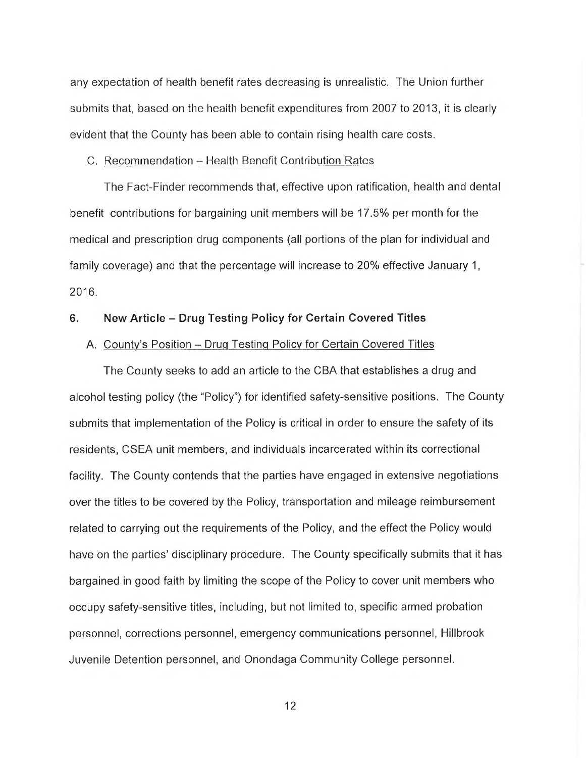any expectation of health benefit rates decreasing is unrealistic. The Union further submits that, based on the health benefit expenditures from 2007 to 2013, it is clearly evident that the County has been able to contain rising health care costs.

C. Recommendation – Health Benefit Contribution Rates

The Fact-Finder recommends that, effective upon ratification, health and dental benefit contributions for bargaining unit members will be 17.5% per month for the medical and prescription drug components (all portions of the plan for individual and family coverage) and that the percentage will increase to 20% effective January 1, 2016.

### 6. New Article – Drug Testing Policy for Certain Covered Titles

A. County's Position – Drug Testing Policy for Certain Covered Titles

The County seeks to add an article to the CBA that establishes a drug and alcohol testing policy (the "Policy") for identified safety-sensitive positions. The County submits that implementation of the Policy is critical in order to ensure the safety of its residents, CSEA unit members, and individuals incarcerated within its correctional facility. The County contends that the parties have engaged in extensive negotiations over the titles to be covered by the Policy, transportation and mileage reimbursement related to carrying out the requirements of the Policy, and the effect the Policy would have on the parties' disciplinary procedure. The County specifically submits that it has bargained in good faith by limiting the scope of the Policy to cover unit members who occupy safety-sensitive titles, including, but not limited to, specific armed probation personnel, corrections personnel, emergency communications personnel, Hillbrook Juvenile Detention personnel, and Onondaga Community College personnel.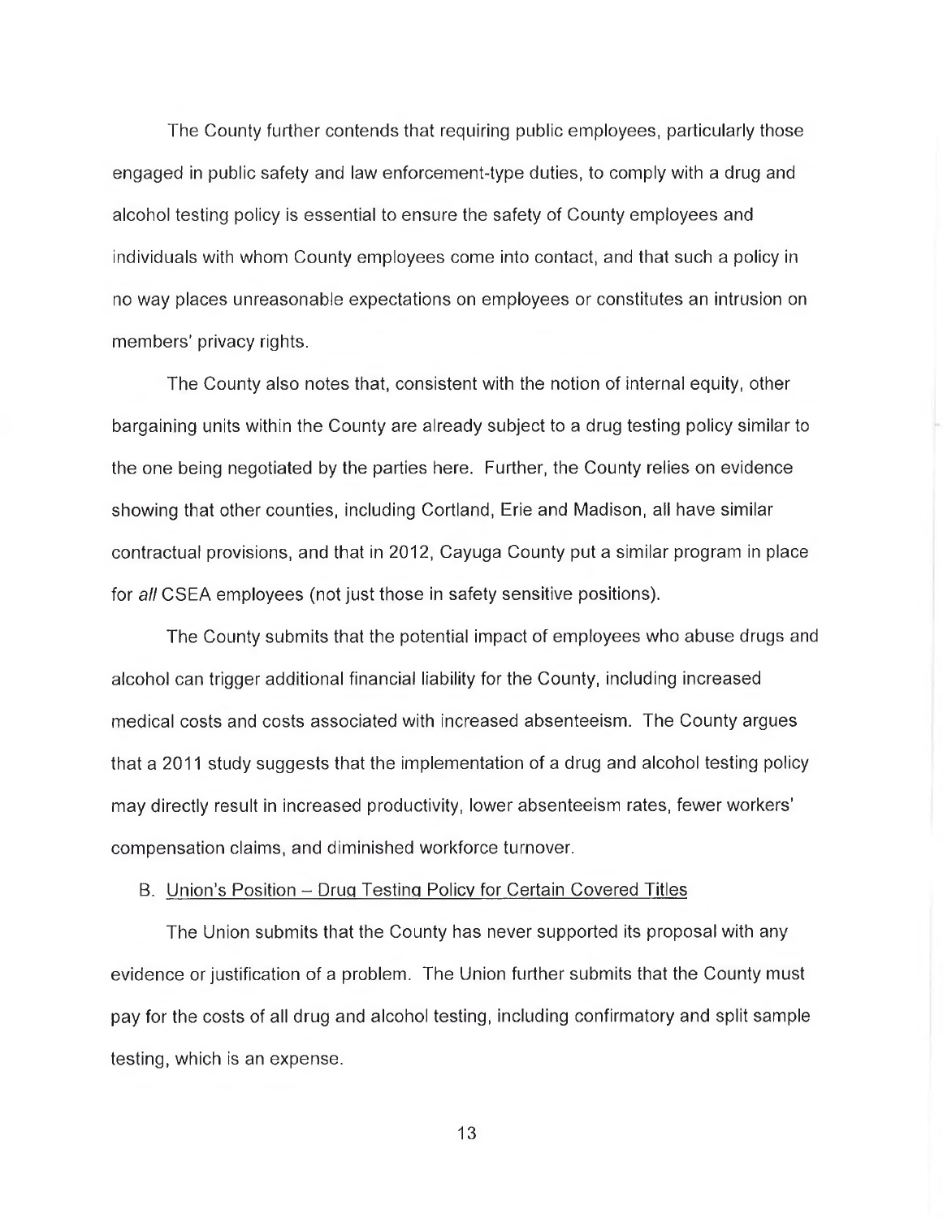The County further contends that requiring public employees, particularly those engaged in public safety and law enforcement-type duties, to comply with a drug and alcohol testing policy is essential to ensure the safety of County employees and individuals with whom County employees come into contact, and that such a policy in no way places unreasonable expectations on employees or constitutes an intrusion on members' privacy rights.

The County also notes that, consistent with the notion of internal equity, other bargaining units within the County are already subject to a drug testing policy similar to the one being negotiated by the parties here. Further, the County relies on evidence showing that other counties, including Cortland, Erie and Madison, all have similar contractual provisions, and that in 2012, Cayuga County put a similar program in place for *all* CSEA employees (not just those in safety sensitive positions).

The County submits that the potential impact of employees who abuse drugs and alcohol can trigger additional financial liability for the County, including increased medical costs and costs associated with increased absenteeism. The County argues that a 2011 study suggests that the implementation of a drug and alcohol testing policy may directly result in increased productivity, lower absenteeism rates, fewer workers' compensation claims, and diminished workforce turnover.

B. Union's Position – Drug Testing Policy for Certain Covered Titles

The Union submits that the County has never supported its proposal with any evidence or justification of a problem. The Union further submits that the County must pay for the costs of all drug and alcohol testing, including confirmatory and split sample testing, which is an expense.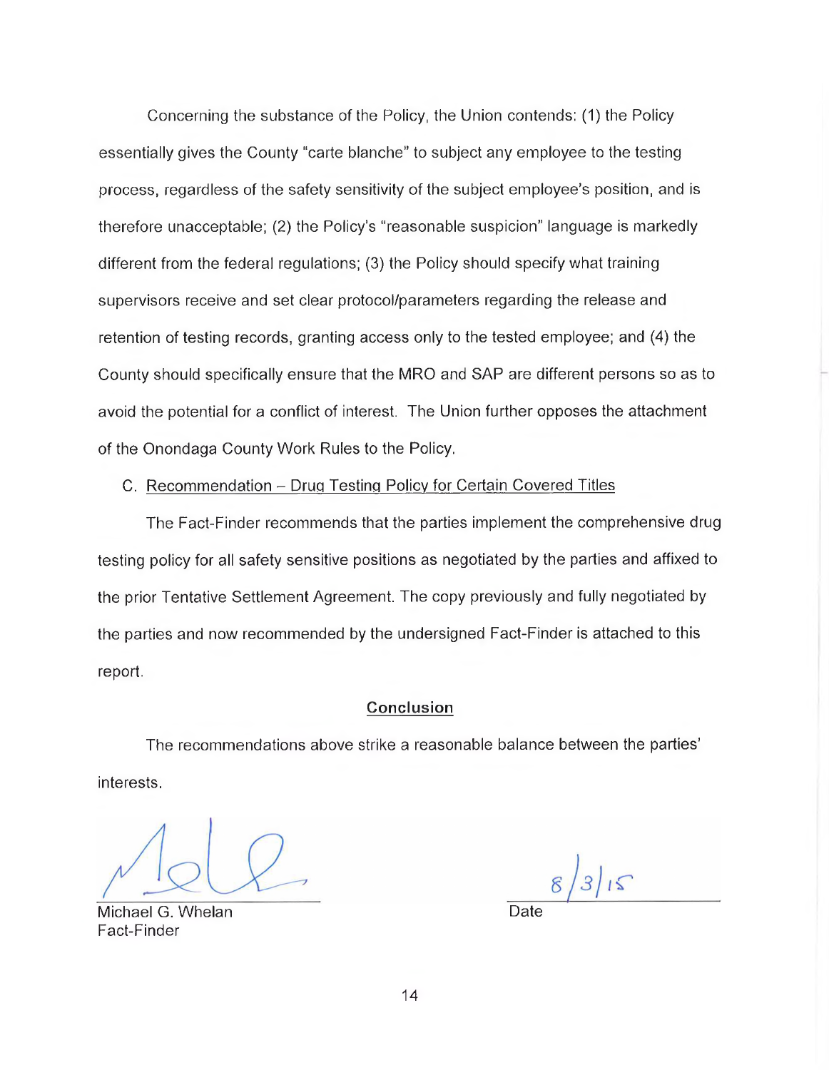Concerning the substance of the Policy, the Union contends: (1) the Policy essentially gives the County "carte blanche" to subject any employee to the testing process, regardless of the safety sensitivity of the subject employee's position, and is therefore unacceptable; (2) the Policy's "reasonable suspicion" language is markedly different from the federal regulations; (3) the Policy should specify what training supervisors receive and set clear protocol/parameters regarding the release and retention of testing records, granting access only to the tested employee; and (4) the County should specifically ensure that the MRO and SAP are different persons so as to avoid the potential for a conflict of interest. The Union further opposes the attachment of the Onondaga County Work Rules to the Policy.

C. Recommendation – Drug Testing Policy for Certain Covered Titles

The Fact-Finder recommends that the parties implement the comprehensive drug testing policy for all safety sensitive positions as negotiated by the parties and affixed to the prior Tentative Settlement Agreement. The copy previously and fully negotiated by the parties and now recommended by the undersigned Fact-Finder is attached to this report.

**Conclusion**

The recommendations above strike a reasonable balance between the parties' interests.

Michael G. Whelan
Fact-Finder

8/3/15
Date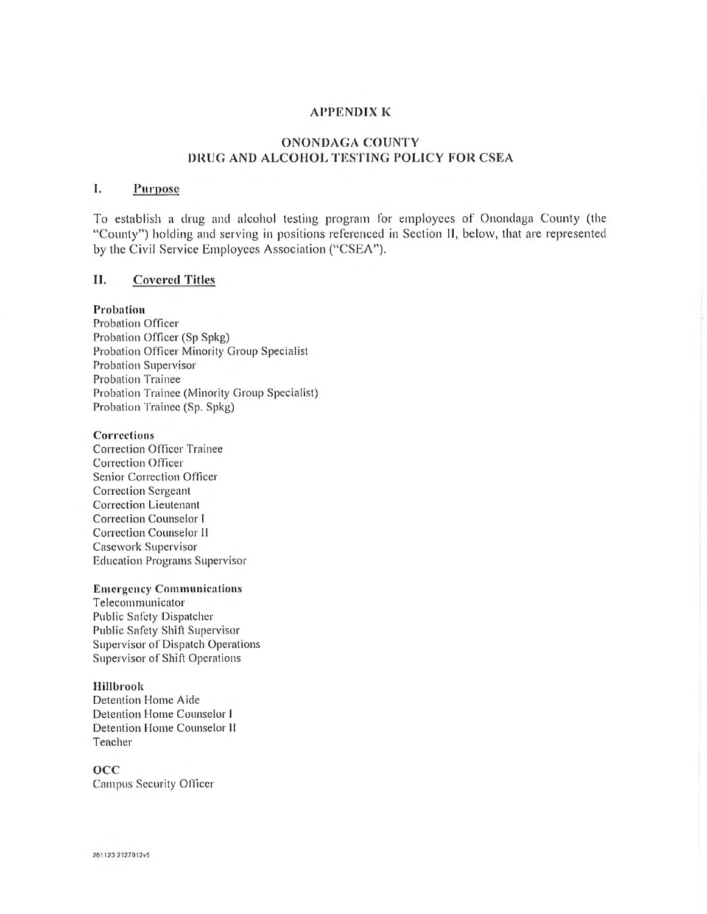# APPENDIX K

## ONONDAGA COUNTY DRUG AND ALCOHOL TESTING POLICY FOR CSEA

### I. Purpose

To establish a drug and alcohol testing program for employees of Onondaga County (the "County") holding and serving in positions referenced in Section II, below, that are represented by the Civil Service Employees Association ("CSEA").

### II. Covered Titles

**Probation**
Probation Officer
Probation Officer (Sp Spkg)
Probation Officer Minority Group Specialist
Probation Supervisor
Probation Trainee
Probation Trainee (Minority Group Specialist)
Probation Trainee (Sp. Spkg)

**Corrections**
Correction Officer Trainee
Correction Officer
Senior Correction Officer
Correction Sergeant
Correction Lieutenant
Correction Counselor I
Correction Counselor II
Casework Supervisor
Education Programs Supervisor

**Emergency Communications**
Telecommunicator
Public Safety Dispatcher
Public Safety Shift Supervisor
Supervisor of Dispatch Operations
Supervisor of Shift Operations

**Hillbrook**
Detention Home Aide
Detention Home Counselor I
Detention Home Counselor II
Teacher

**OCC**
Campus Security Officer

261123 2127912v5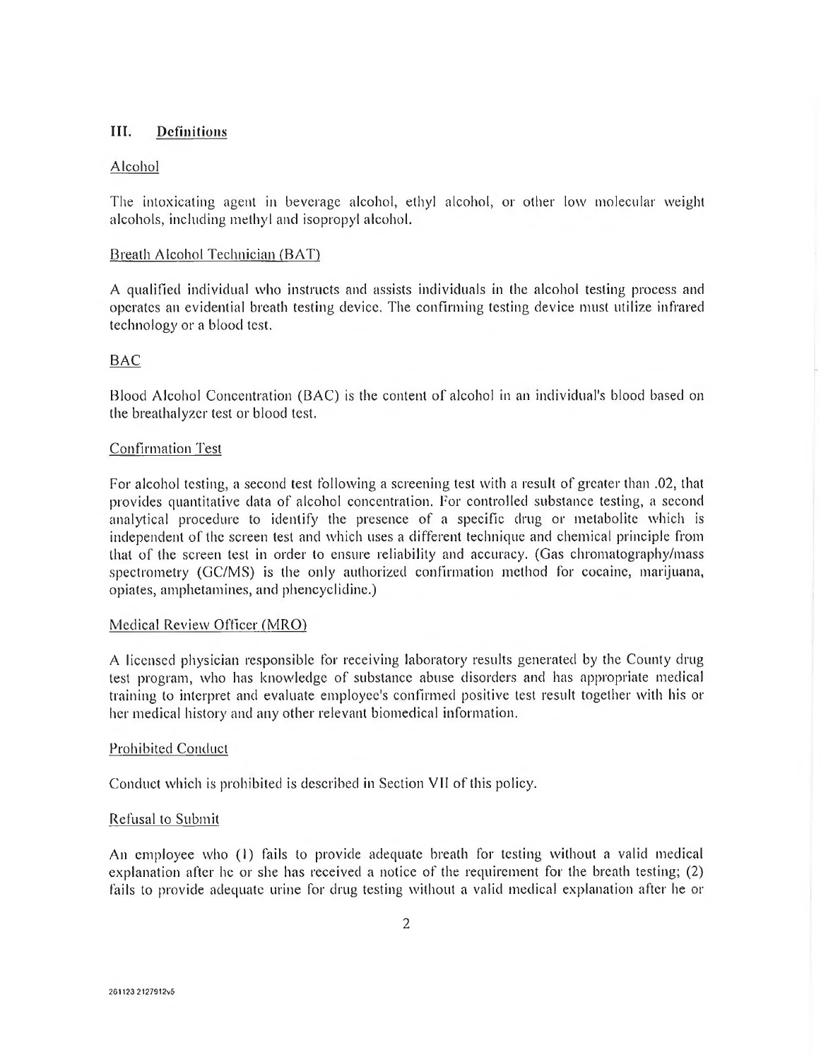## III. Definitions

Alcohol

The intoxicating agent in beverage alcohol, ethyl alcohol, or other low molecular weight alcohols, including methyl and isopropyl alcohol.

Breath Alcohol Technician (BAT)

A qualified individual who instructs and assists individuals in the alcohol testing process and operates an evidential breath testing device. The confirming testing device must utilize infrared technology or a blood test.

BAC

Blood Alcohol Concentration (BAC) is the content of alcohol in an individual's blood based on the breathalyzer test or blood test.

Confirmation Test

For alcohol testing, a second test following a screening test with a result of greater than .02, that provides quantitative data of alcohol concentration. For controlled substance testing, a second analytical procedure to identify the presence of a specific drug or metabolite which is independent of the screen test and which uses a different technique and chemical principle from that of the screen test in order to ensure reliability and accuracy. (Gas chromatography/mass spectrometry (GC/MS) is the only authorized confirmation method for cocaine, marijuana, opiates, amphetamines, and phencyclidine.)

Medical Review Officer (MRO)

A licensed physician responsible for receiving laboratory results generated by the County drug test program, who has knowledge of substance abuse disorders and has appropriate medical training to interpret and evaluate employee's confirmed positive test result together with his or her medical history and any other relevant biomedical information.

Prohibited Conduct

Conduct which is prohibited is described in Section VII of this policy.

Refusal to Submit

An employee who (1) fails to provide adequate breath for testing without a valid medical explanation after he or she has received a notice of the requirement for the breath testing; (2) fails to provide adequate urine for drug testing without a valid medical explanation after he or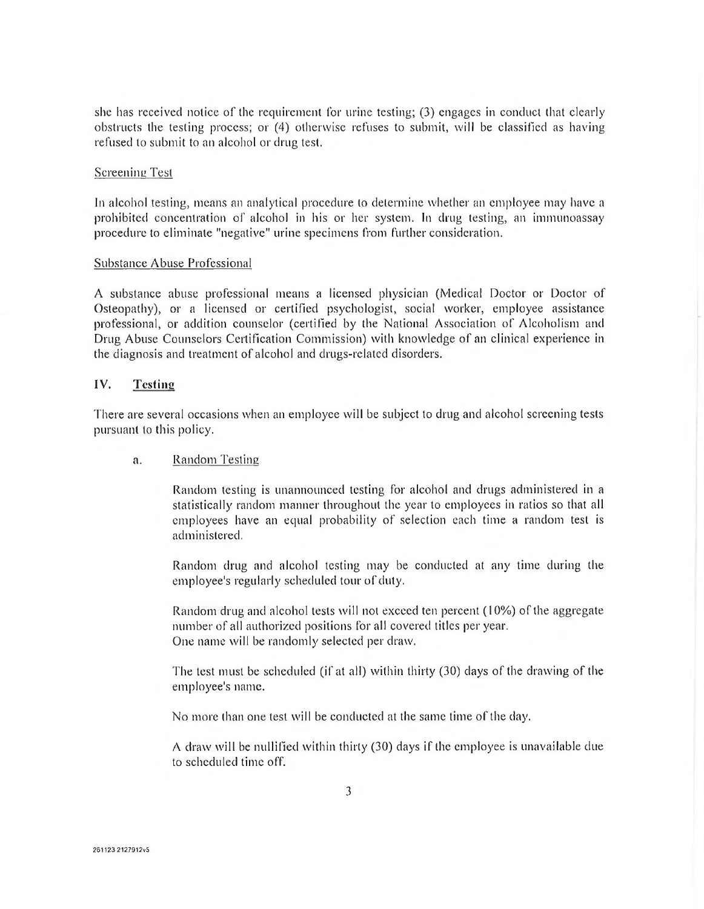she has received notice of the requirement for urine testing; (3) engages in conduct that clearly obstructs the testing process; or (4) otherwise refuses to submit, will be classified as having refused to submit to an alcohol or drug test.

Screening Test

In alcohol testing, means an analytical procedure to determine whether an employee may have a prohibited concentration of alcohol in his or her system. In drug testing, an immunoassay procedure to eliminate "negative" urine specimens from further consideration.

Substance Abuse Professional

A substance abuse professional means a licensed physician (Medical Doctor or Doctor of Osteopathy), or a licensed or certified psychologist, social worker, employee assistance professional, or addition counselor (certified by the National Association of Alcoholism and Drug Abuse Counselors Certification Commission) with knowledge of an clinical experience in the diagnosis and treatment of alcohol and drugs-related disorders.

## IV. Testing

There are several occasions when an employee will be subject to drug and alcohol screening tests pursuant to this policy.

a. Random Testing

Random testing is unannounced testing for alcohol and drugs administered in a statistically random manner throughout the year to employees in ratios so that all employees have an equal probability of selection each time a random test is administered.

Random drug and alcohol testing may be conducted at any time during the employee's regularly scheduled tour of duty.

Random drug and alcohol tests will not exceed ten percent (10%) of the aggregate number of all authorized positions for all covered titles per year.
One name will be randomly selected per draw.

The test must be scheduled (if at all) within thirty (30) days of the drawing of the employee's name.

No more than one test will be conducted at the same time of the day.

A draw will be nullified within thirty (30) days if the employee is unavailable due to scheduled time off.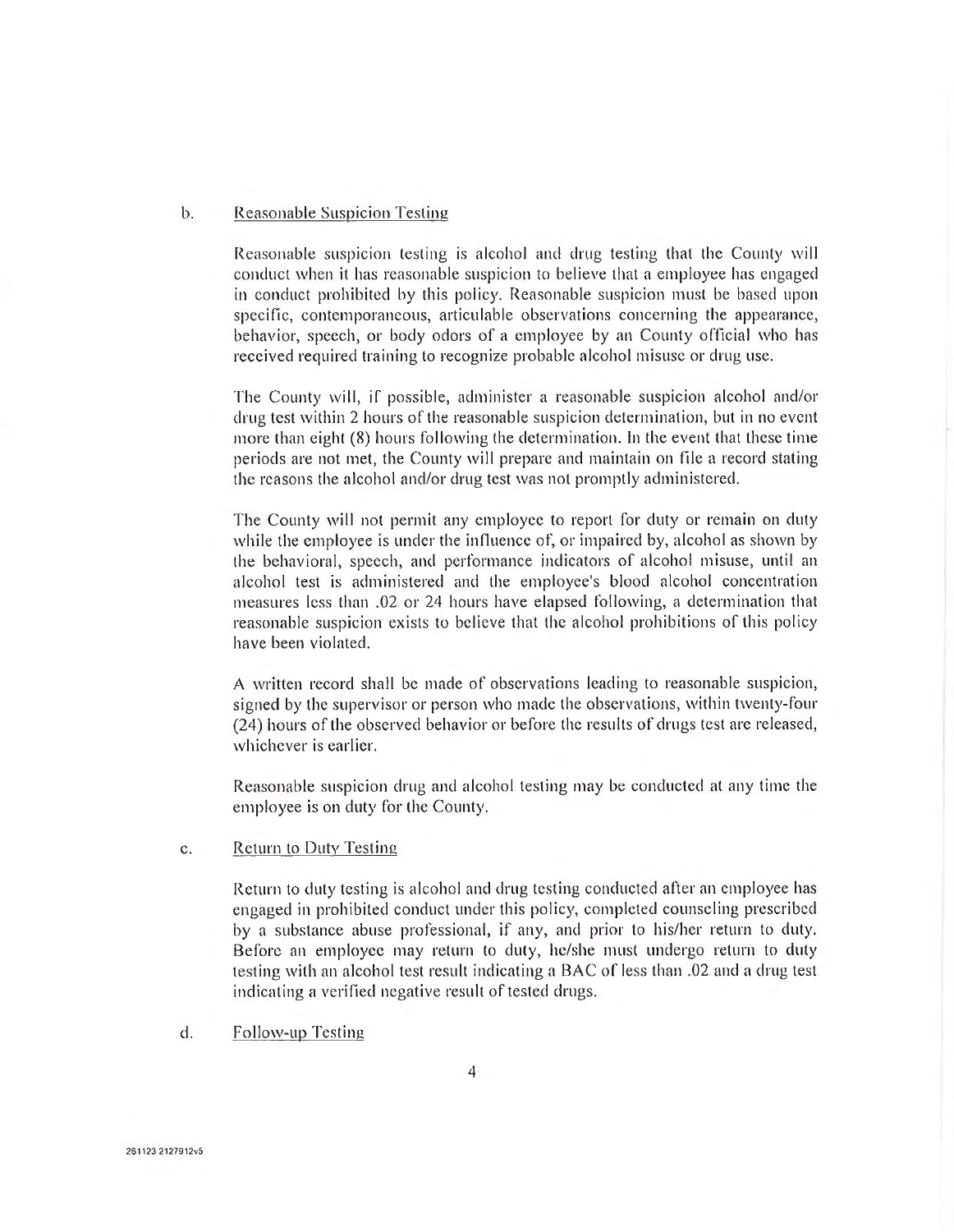b. <u>Reasonable Suspicion Testing</u>

Reasonable suspicion testing is alcohol and drug testing that the County will conduct when it has reasonable suspicion to believe that a employee has engaged in conduct prohibited by this policy. Reasonable suspicion must be based upon specific, contemporaneous, articulable observations concerning the appearance, behavior, speech, or body odors of a employee by an County official who has received required training to recognize probable alcohol misuse or drug use.

The County will, if possible, administer a reasonable suspicion alcohol and/or drug test within 2 hours of the reasonable suspicion determination, but in no event more than eight (8) hours following the determination. In the event that these time periods are not met, the County will prepare and maintain on file a record stating the reasons the alcohol and/or drug test was not promptly administered.

The County will not permit any employee to report for duty or remain on duty while the employee is under the influence of, or impaired by, alcohol as shown by the behavioral, speech, and performance indicators of alcohol misuse, until an alcohol test is administered and the employee's blood alcohol concentration measures less than .02 or 24 hours have elapsed following, a determination that reasonable suspicion exists to believe that the alcohol prohibitions of this policy have been violated.

A written record shall be made of observations leading to reasonable suspicion, signed by the supervisor or person who made the observations, within twenty-four (24) hours of the observed behavior or before the results of drugs test are released, whichever is earlier.

Reasonable suspicion drug and alcohol testing may be conducted at any time the employee is on duty for the County.

c. <u>Return to Duty Testing</u>

Return to duty testing is alcohol and drug testing conducted after an employee has engaged in prohibited conduct under this policy, completed counseling prescribed by a substance abuse professional, if any, and prior to his/her return to duty. Before an employee may return to duty, he/she must undergo return to duty testing with an alcohol test result indicating a BAC of less than .02 and a drug test indicating a verified negative result of tested drugs.

d. <u>Follow-up Testing</u>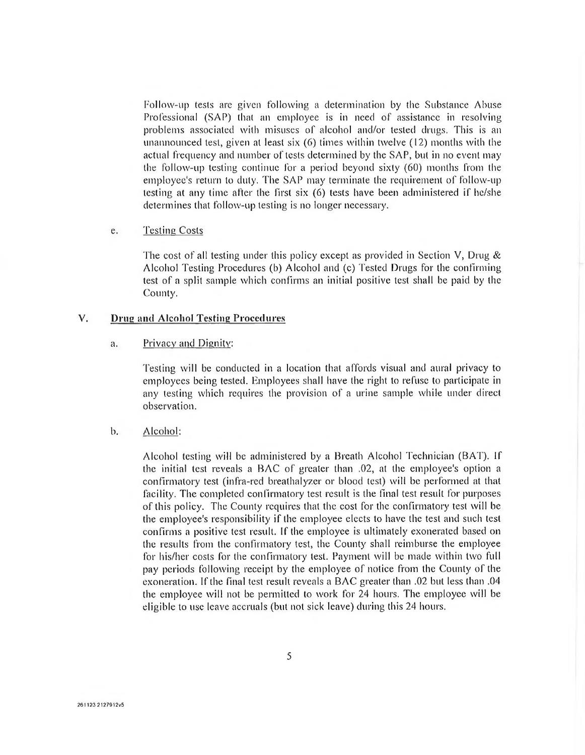Follow-up tests are given following a determination by the Substance Abuse Professional (SAP) that an employee is in need of assistance in resolving problems associated with misuses of alcohol and/or tested drugs. This is an unannounced test, given at least six (6) times within twelve (12) months with the actual frequency and number of tests determined by the SAP, but in no event may the follow-up testing continue for a period beyond sixty (60) months from the employee's return to duty. The SAP may terminate the requirement of follow-up testing at any time after the first six (6) tests have been administered if he/she determines that follow-up testing is no longer necessary.

e. Testing Costs

The cost of all testing under this policy except as provided in Section V, Drug & Alcohol Testing Procedures (b) Alcohol and (c) Tested Drugs for the confirming test of a split sample which confirms an initial positive test shall be paid by the County.

## V. Drug and Alcohol Testing Procedures

a. Privacy and Dignity:

Testing will be conducted in a location that affords visual and aural privacy to employees being tested. Employees shall have the right to refuse to participate in any testing which requires the provision of a urine sample while under direct observation.

b. Alcohol:

Alcohol testing will be administered by a Breath Alcohol Technician (BAT). If the initial test reveals a BAC of greater than .02, at the employee's option a confirmatory test (infra-red breathalyzer or blood test) will be performed at that facility. The completed confirmatory test result is the final test result for purposes of this policy. The County requires that the cost for the confirmatory test will be the employee's responsibility if the employee elects to have the test and such test confirms a positive test result. If the employee is ultimately exonerated based on the results from the confirmatory test, the County shall reimburse the employee for his/her costs for the confirmatory test. Payment will be made within two full pay periods following receipt by the employee of notice from the County of the exoneration. If the final test result reveals a BAC greater than .02 but less than .04 the employee will not be permitted to work for 24 hours. The employee will be eligible to use leave accruals (but not sick leave) during this 24 hours.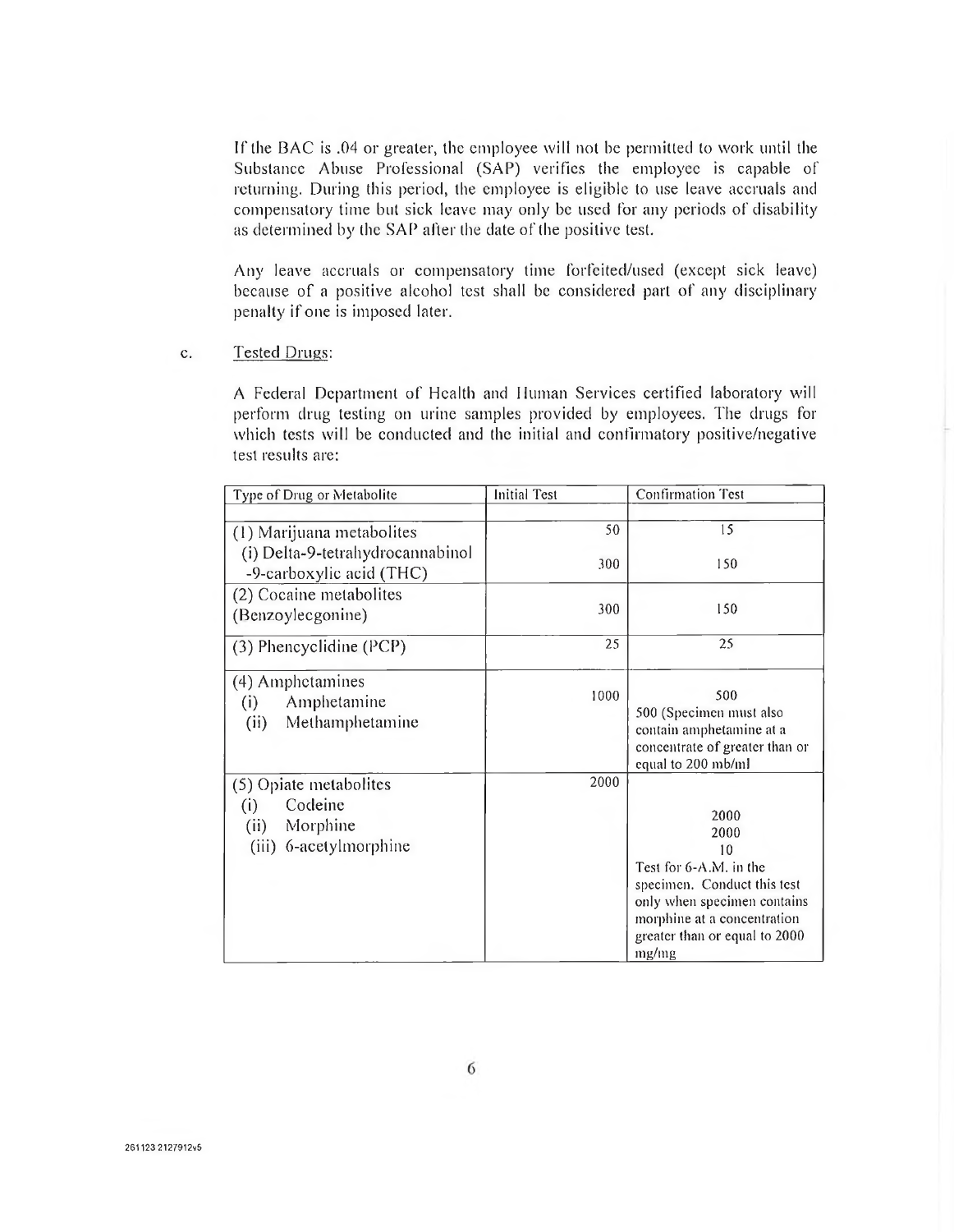If the BAC is .04 or greater, the employee will not be permitted to work until the Substance Abuse Professional (SAP) verifies the employee is capable of returning. During this period, the employee is eligible to use leave accruals and compensatory time but sick leave may only be used for any periods of disability as determined by the SAP after the date of the positive test.

Any leave accruals or compensatory time forfeited/used (except sick leave) because of a positive alcohol test shall be considered part of any disciplinary penalty if one is imposed later.

c. Tested Drugs:

A Federal Department of Health and Human Services certified laboratory will perform drug testing on urine samples provided by employees. The drugs for which tests will be conducted and the initial and confirmatory positive/negative test results are:

| Type of Drug or Metabolite | Initial Test | Confirmation Test |
|---|---|---|
| | | |
| (1) Marijuana metabolites | 50 | 15 |
| (i) Delta-9-tetrahydrocannabinol -9-carboxylic acid (THC) | 300 | 150 |
| (2) Cocaine metabolites (Benzoylecgonine) | 300 | 150 |
| (3) Phencyclidine (PCP) | 25 | 25 |
| (4) Amphetamines<br>(i) Amphetamine<br>(ii) Methamphetamine | 1000 | 500<br>500 (Specimen must also contain amphetamine at a concentrate of greater than or equal to 200 mb/ml |
| (5) Opiate metabolites<br>(i) Codeine<br>(ii) Morphine<br>(iii) 6-acetylmorphine | 2000 | 2000<br>2000<br>10<br>Test for 6-A.M. in the specimen. Conduct this test only when specimen contains morphine at a concentration greater than or equal to 2000 mg/mg |

261123 2127912v5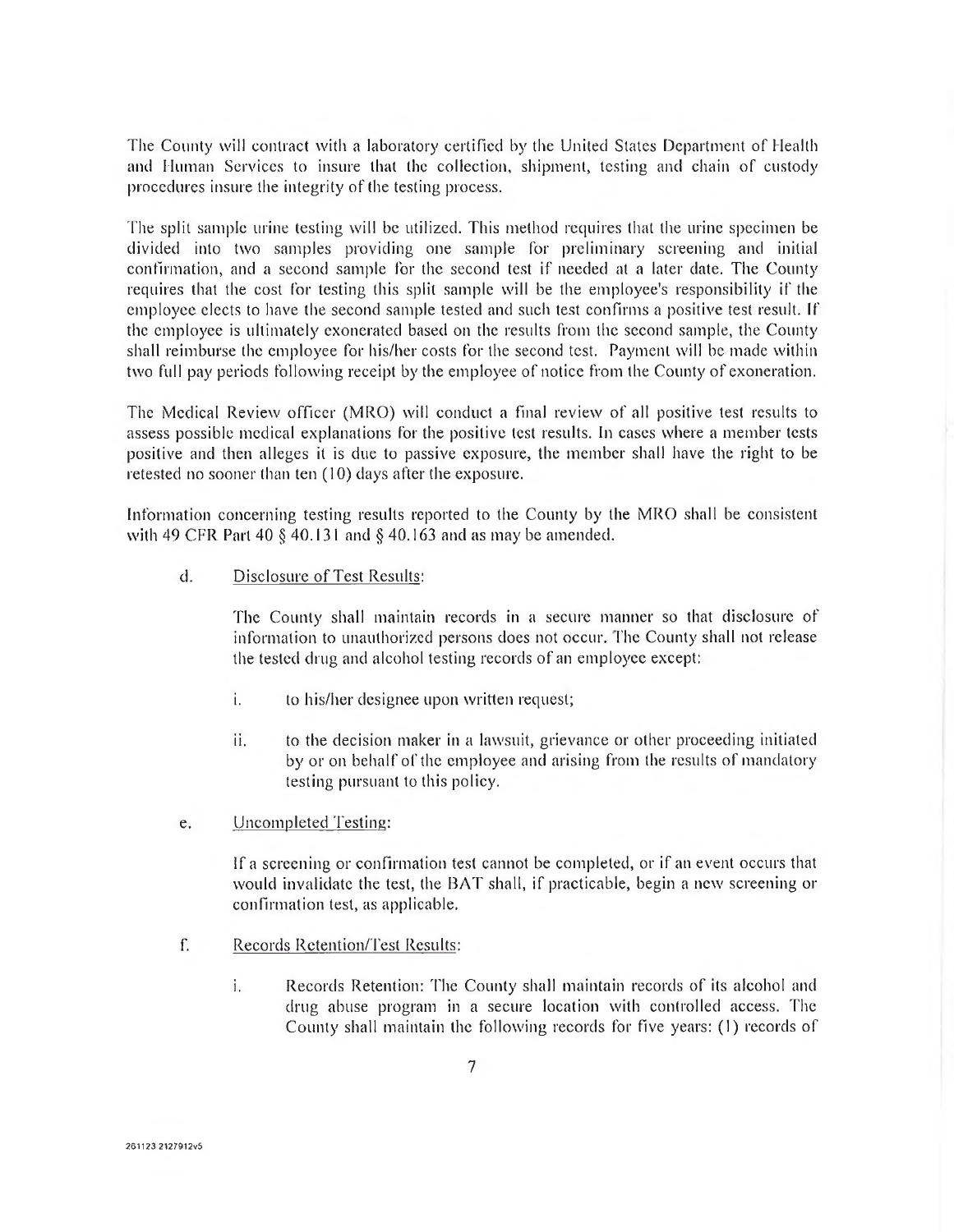The County will contract with a laboratory certified by the United States Department of Health and Human Services to insure that the collection, shipment, testing and chain of custody procedures insure the integrity of the testing process.

The split sample urine testing will be utilized. This method requires that the urine specimen be divided into two samples providing one sample for preliminary screening and initial confirmation, and a second sample for the second test if needed at a later date. The County requires that the cost for testing this split sample will be the employee's responsibility if the employee elects to have the second sample tested and such test confirms a positive test result. If the employee is ultimately exonerated based on the results from the second sample, the County shall reimburse the employee for his/her costs for the second test. Payment will be made within two full pay periods following receipt by the employee of notice from the County of exoneration.

The Medical Review officer (MRO) will conduct a final review of all positive test results to assess possible medical explanations for the positive test results. In cases where a member tests positive and then alleges it is due to passive exposure, the member shall have the right to be retested no sooner than ten (10) days after the exposure.

Information concerning testing results reported to the County by the MRO shall be consistent with 49 CFR Part 40 § 40.131 and § 40.163 and as may be amended.

d. Disclosure of Test Results:

The County shall maintain records in a secure manner so that disclosure of information to unauthorized persons does not occur. The County shall not release the tested drug and alcohol testing records of an employee except:

i. to his/her designee upon written request;

ii. to the decision maker in a lawsuit, grievance or other proceeding initiated by or on behalf of the employee and arising from the results of mandatory testing pursuant to this policy.

e. Uncompleted Testing:

If a screening or confirmation test cannot be completed, or if an event occurs that would invalidate the test, the BAT shall, if practicable, begin a new screening or confirmation test, as applicable.

f. Records Retention/Test Results:

i. Records Retention: The County shall maintain records of its alcohol and drug abuse program in a secure location with controlled access. The County shall maintain the following records for five years: (1) records of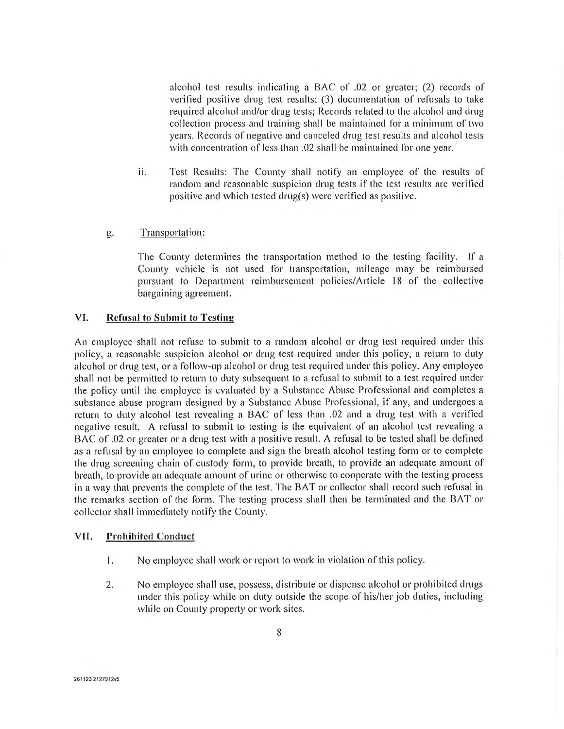alcohol test results indicating a BAC of .02 or greater; (2) records of verified positive drug test results; (3) documentation of refusals to take required alcohol and/or drug tests; Records related to the alcohol and drug collection process and training shall be maintained for a minimum of two years. Records of negative and canceled drug test results and alcohol tests with concentration of less than .02 shall be maintained for one year.

ii. Test Results: The County shall notify an employee of the results of random and reasonable suspicion drug tests if the test results are verified positive and which tested drug(s) were verified as positive.

g. Transportation:

The County determines the transportation method to the testing facility. If a County vehicle is not used for transportation, mileage may be reimbursed pursuant to Department reimbursement policies/Article 18 of the collective bargaining agreement.

## VI. Refusal to Submit to Testing

An employee shall not refuse to submit to a random alcohol or drug test required under this policy, a reasonable suspicion alcohol or drug test required under this policy, a return to duty alcohol or drug test, or a follow-up alcohol or drug test required under this policy. Any employee shall not be permitted to return to duty subsequent to a refusal to submit to a test required under the policy until the employee is evaluated by a Substance Abuse Professional and completes a substance abuse program designed by a Substance Abuse Professional, if any, and undergoes a return to duty alcohol test revealing a BAC of less than .02 and a drug test with a verified negative result. A refusal to submit to testing is the equivalent of an alcohol test revealing a BAC of .02 or greater or a drug test with a positive result. A refusal to be tested shall be defined as a refusal by an employee to complete and sign the breath alcohol testing form or to complete the drug screening chain of custody form, to provide breath, to provide an adequate amount of breath, to provide an adequate amount of urine or otherwise to cooperate with the testing process in a way that prevents the complete of the test. The BAT or collector shall record such refusal in the remarks section of the form. The testing process shall then be terminated and the BAT or collector shall immediately notify the County.

## VII. Prohibited Conduct

1. No employee shall work or report to work in violation of this policy.

2. No employee shall use, possess, distribute or dispense alcohol or prohibited drugs under this policy while on duty outside the scope of his/her job duties, including while on County property or work sites.

261123 2127912v5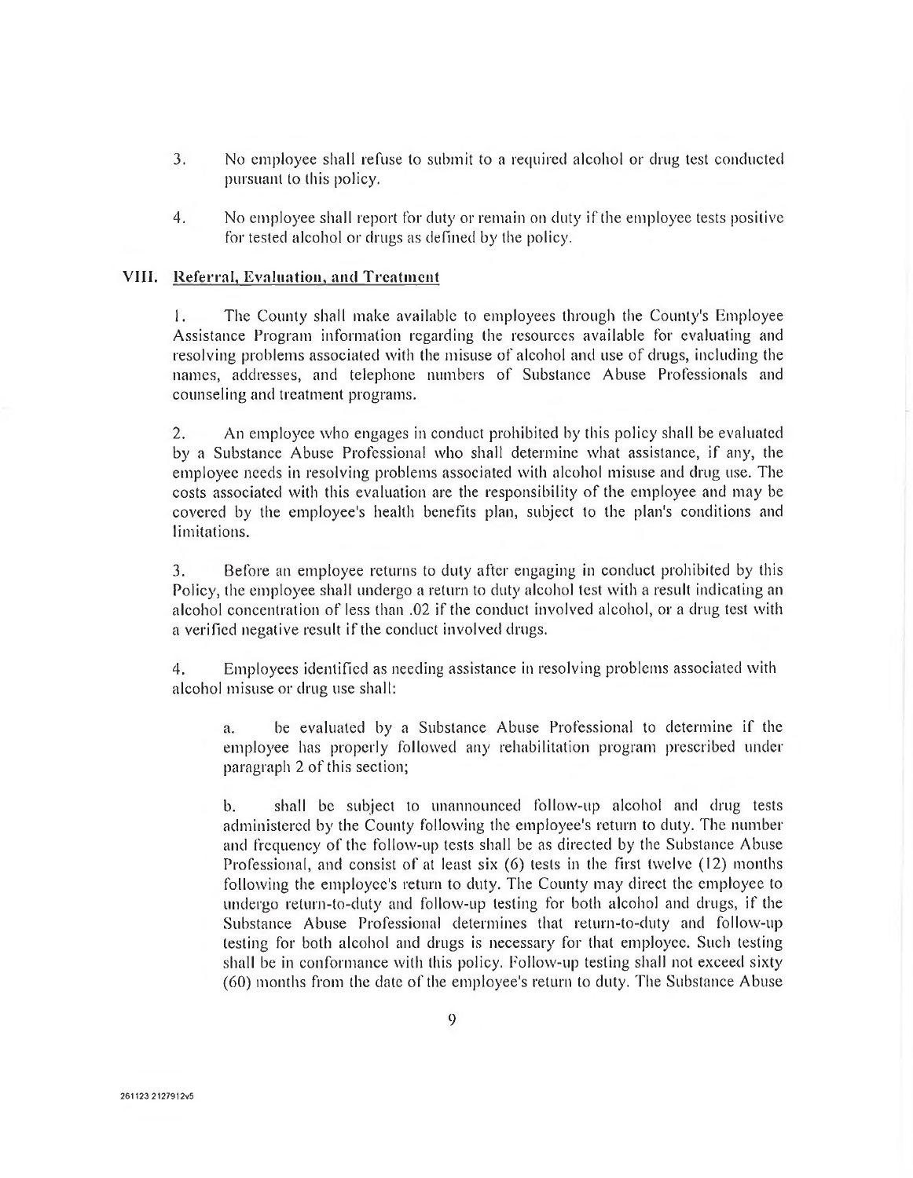3. No employee shall refuse to submit to a required alcohol or drug test conducted pursuant to this policy.

4. No employee shall report for duty or remain on duty if the employee tests positive for tested alcohol or drugs as defined by the policy.

## VIII. Referral, Evaluation, and Treatment

1. The County shall make available to employees through the County's Employee Assistance Program information regarding the resources available for evaluating and resolving problems associated with the misuse of alcohol and use of drugs, including the names, addresses, and telephone numbers of Substance Abuse Professionals and counseling and treatment programs.

2. An employee who engages in conduct prohibited by this policy shall be evaluated by a Substance Abuse Professional who shall determine what assistance, if any, the employee needs in resolving problems associated with alcohol misuse and drug use. The costs associated with this evaluation are the responsibility of the employee and may be covered by the employee's health benefits plan, subject to the plan's conditions and limitations.

3. Before an employee returns to duty after engaging in conduct prohibited by this Policy, the employee shall undergo a return to duty alcohol test with a result indicating an alcohol concentration of less than .02 if the conduct involved alcohol, or a drug test with a verified negative result if the conduct involved drugs.

4. Employees identified as needing assistance in resolving problems associated with alcohol misuse or drug use shall:

   a. be evaluated by a Substance Abuse Professional to determine if the employee has properly followed any rehabilitation program prescribed under paragraph 2 of this section;

   b. shall be subject to unannounced follow-up alcohol and drug tests administered by the County following the employee's return to duty. The number and frequency of the follow-up tests shall be as directed by the Substance Abuse Professional, and consist of at least six (6) tests in the first twelve (12) months following the employee's return to duty. The County may direct the employee to undergo return-to-duty and follow-up testing for both alcohol and drugs, if the Substance Abuse Professional determines that return-to-duty and follow-up testing for both alcohol and drugs is necessary for that employee. Such testing shall be in conformance with this policy. Follow-up testing shall not exceed sixty (60) months from the date of the employee's return to duty. The Substance Abuse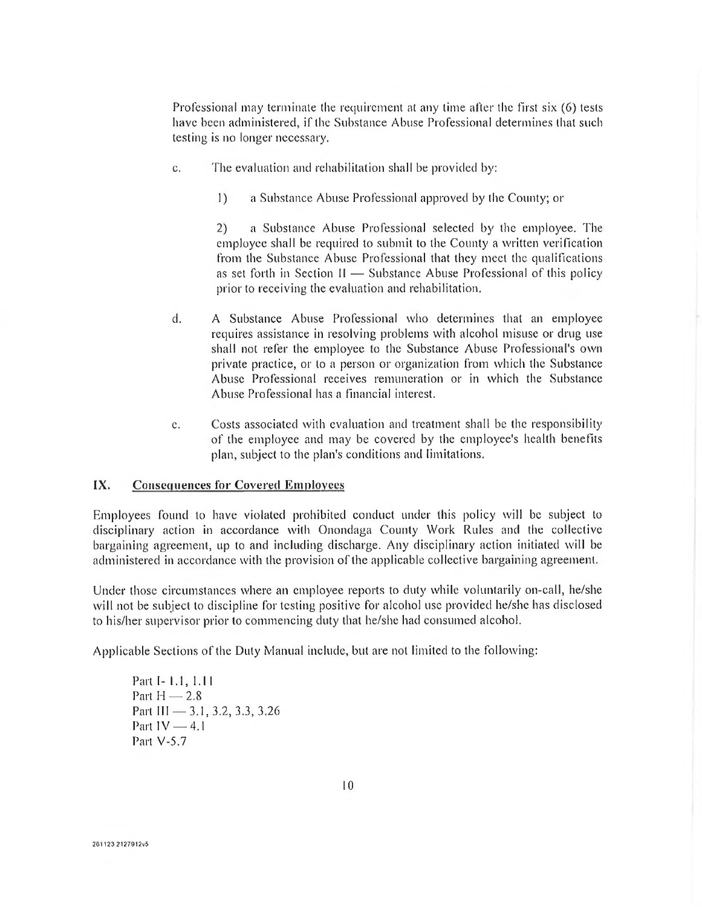Professional may terminate the requirement at any time after the first six (6) tests have been administered, if the Substance Abuse Professional determines that such testing is no longer necessary.

c. The evaluation and rehabilitation shall be provided by:

 1) a Substance Abuse Professional approved by the County; or

 2) a Substance Abuse Professional selected by the employee. The employee shall be required to submit to the County a written verification from the Substance Abuse Professional that they meet the qualifications as set forth in Section II — Substance Abuse Professional of this policy prior to receiving the evaluation and rehabilitation.

d. A Substance Abuse Professional who determines that an employee requires assistance in resolving problems with alcohol misuse or drug use shall not refer the employee to the Substance Abuse Professional's own private practice, or to a person or organization from which the Substance Abuse Professional receives remuneration or in which the Substance Abuse Professional has a financial interest.

e. Costs associated with evaluation and treatment shall be the responsibility of the employee and may be covered by the employee's health benefits plan, subject to the plan's conditions and limitations.

## IX. Consequences for Covered Employees

Employees found to have violated prohibited conduct under this policy will be subject to disciplinary action in accordance with Onondaga County Work Rules and the collective bargaining agreement, up to and including discharge. Any disciplinary action initiated will be administered in accordance with the provision of the applicable collective bargaining agreement.

Under those circumstances where an employee reports to duty while voluntarily on-call, he/she will not be subject to discipline for testing positive for alcohol use provided he/she has disclosed to his/her supervisor prior to commencing duty that he/she had consumed alcohol.

Applicable Sections of the Duty Manual include, but are not limited to the following:

Part I- 1.1, 1.11
Part II — 2.8
Part III — 3.1, 3.2, 3.3, 3.26
Part IV — 4.1
Part V-5.7

261123 2127912v5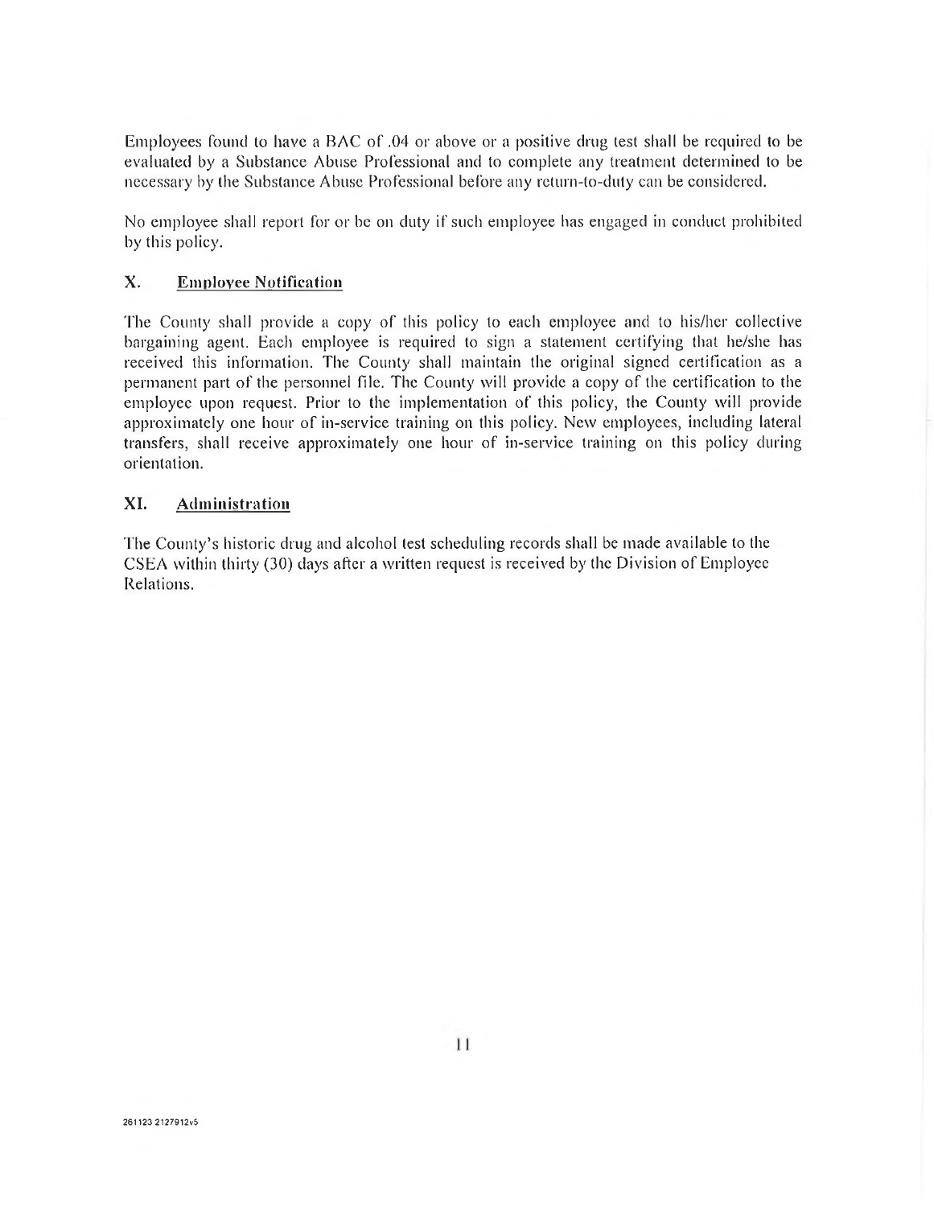Employees found to have a BAC of .04 or above or a positive drug test shall be required to be evaluated by a Substance Abuse Professional and to complete any treatment determined to be necessary by the Substance Abuse Professional before any return-to-duty can be considered.

No employee shall report for or be on duty if such employee has engaged in conduct prohibited by this policy.

## X. Employee Notification

The County shall provide a copy of this policy to each employee and to his/her collective bargaining agent. Each employee is required to sign a statement certifying that he/she has received this information. The County shall maintain the original signed certification as a permanent part of the personnel file. The County will provide a copy of the certification to the employee upon request. Prior to the implementation of this policy, the County will provide approximately one hour of in-service training on this policy. New employees, including lateral transfers, shall receive approximately one hour of in-service training on this policy during orientation.

## XI. Administration

The County's historic drug and alcohol test scheduling records shall be made available to the CSEA within thirty (30) days after a written request is received by the Division of Employee Relations.

261123 2127912v5